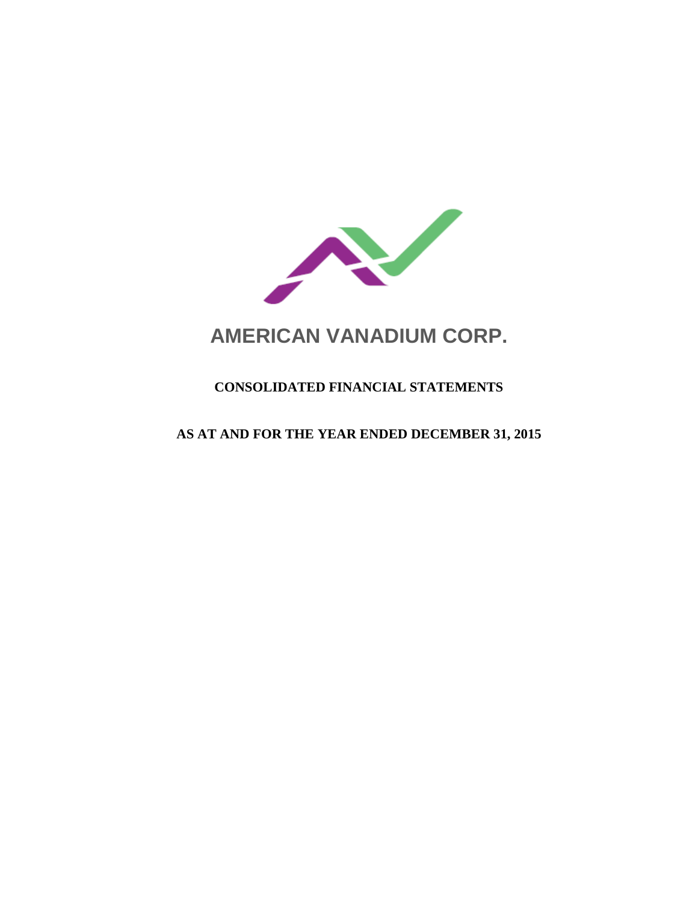# AMERICAN VANADIUM CORP.

## CONSOLIDATED FINANCIAL STATEMENTS

## AS AT AND FOR THE YEAR ENDED DECEMBER 31, 2015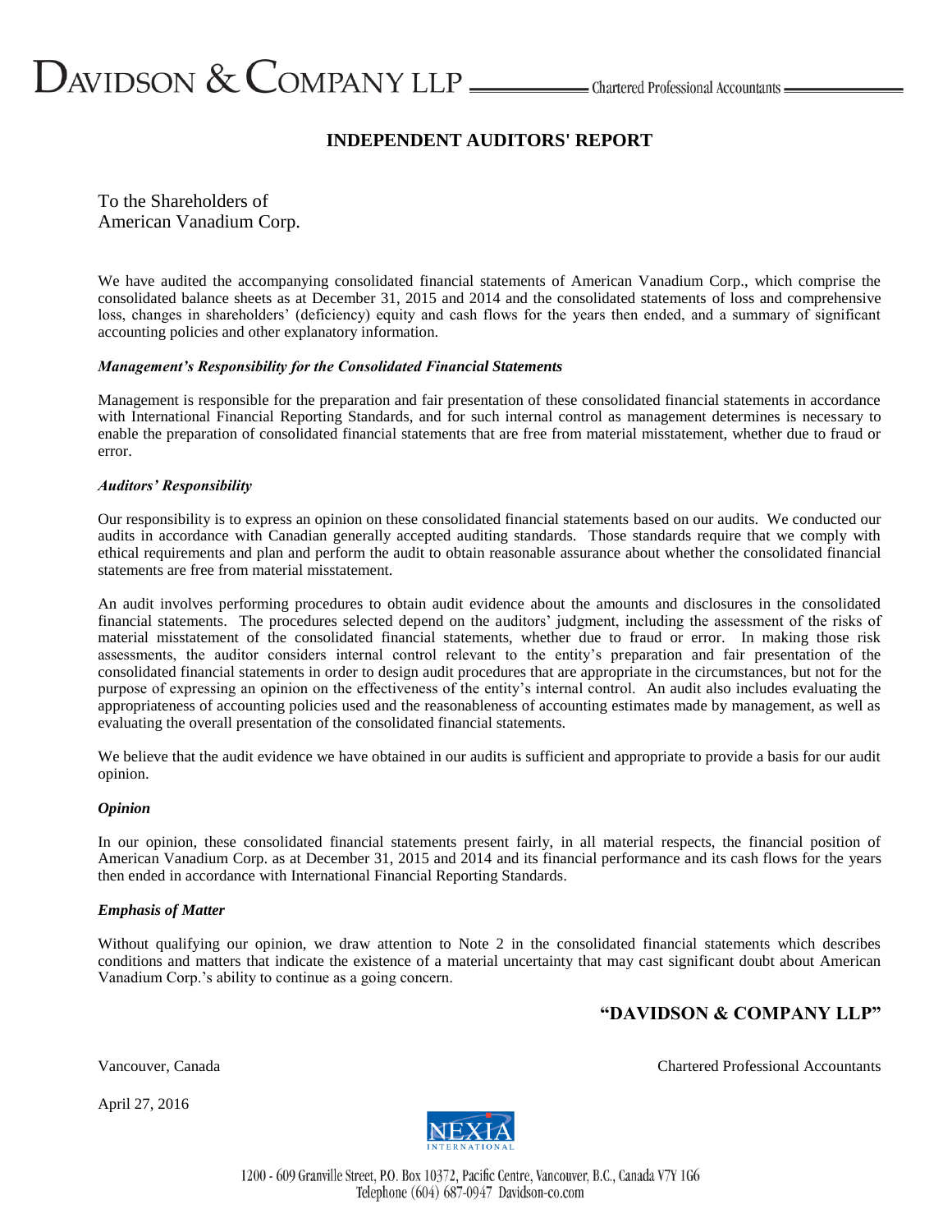# DAVIDSON & COMPANY LLP

Chartered Professional Accountants

## INDEPENDENT AUDITORS' REPORT

To the Shareholders of
American Vanadium Corp.

We have audited the accompanying consolidated financial statements of American Vanadium Corp., which comprise the consolidated balance sheets as at December 31, 2015 and 2014 and the consolidated statements of loss and comprehensive loss, changes in shareholders' (deficiency) equity and cash flows for the years then ended, and a summary of significant accounting policies and other explanatory information.

### *Management's Responsibility for the Consolidated Financial Statements*

Management is responsible for the preparation and fair presentation of these consolidated financial statements in accordance with International Financial Reporting Standards, and for such internal control as management determines is necessary to enable the preparation of consolidated financial statements that are free from material misstatement, whether due to fraud or error.

### *Auditors' Responsibility*

Our responsibility is to express an opinion on these consolidated financial statements based on our audits. We conducted our audits in accordance with Canadian generally accepted auditing standards. Those standards require that we comply with ethical requirements and plan and perform the audit to obtain reasonable assurance about whether the consolidated financial statements are free from material misstatement.

An audit involves performing procedures to obtain audit evidence about the amounts and disclosures in the consolidated financial statements. The procedures selected depend on the auditors' judgment, including the assessment of the risks of material misstatement of the consolidated financial statements, whether due to fraud or error. In making those risk assessments, the auditor considers internal control relevant to the entity's preparation and fair presentation of the consolidated financial statements in order to design audit procedures that are appropriate in the circumstances, but not for the purpose of expressing an opinion on the effectiveness of the entity's internal control. An audit also includes evaluating the appropriateness of accounting policies used and the reasonableness of accounting estimates made by management, as well as evaluating the overall presentation of the consolidated financial statements.

We believe that the audit evidence we have obtained in our audits is sufficient and appropriate to provide a basis for our audit opinion.

### *Opinion*

In our opinion, these consolidated financial statements present fairly, in all material respects, the financial position of American Vanadium Corp. as at December 31, 2015 and 2014 and its financial performance and its cash flows for the years then ended in accordance with International Financial Reporting Standards.

### *Emphasis of Matter*

Without qualifying our opinion, we draw attention to Note 2 in the consolidated financial statements which describes conditions and matters that indicate the existence of a material uncertainty that may cast significant doubt about American Vanadium Corp.'s ability to continue as a going concern.

**"DAVIDSON & COMPANY LLP"**

Vancouver, Canada

Chartered Professional Accountants

April 27, 2016

NEXIA INTERNATIONAL

1200 - 609 Granville Street, P.O. Box 10372, Pacific Centre, Vancouver, B.C., Canada V7Y 1G6
Telephone (604) 687-0947 Davidson-co.com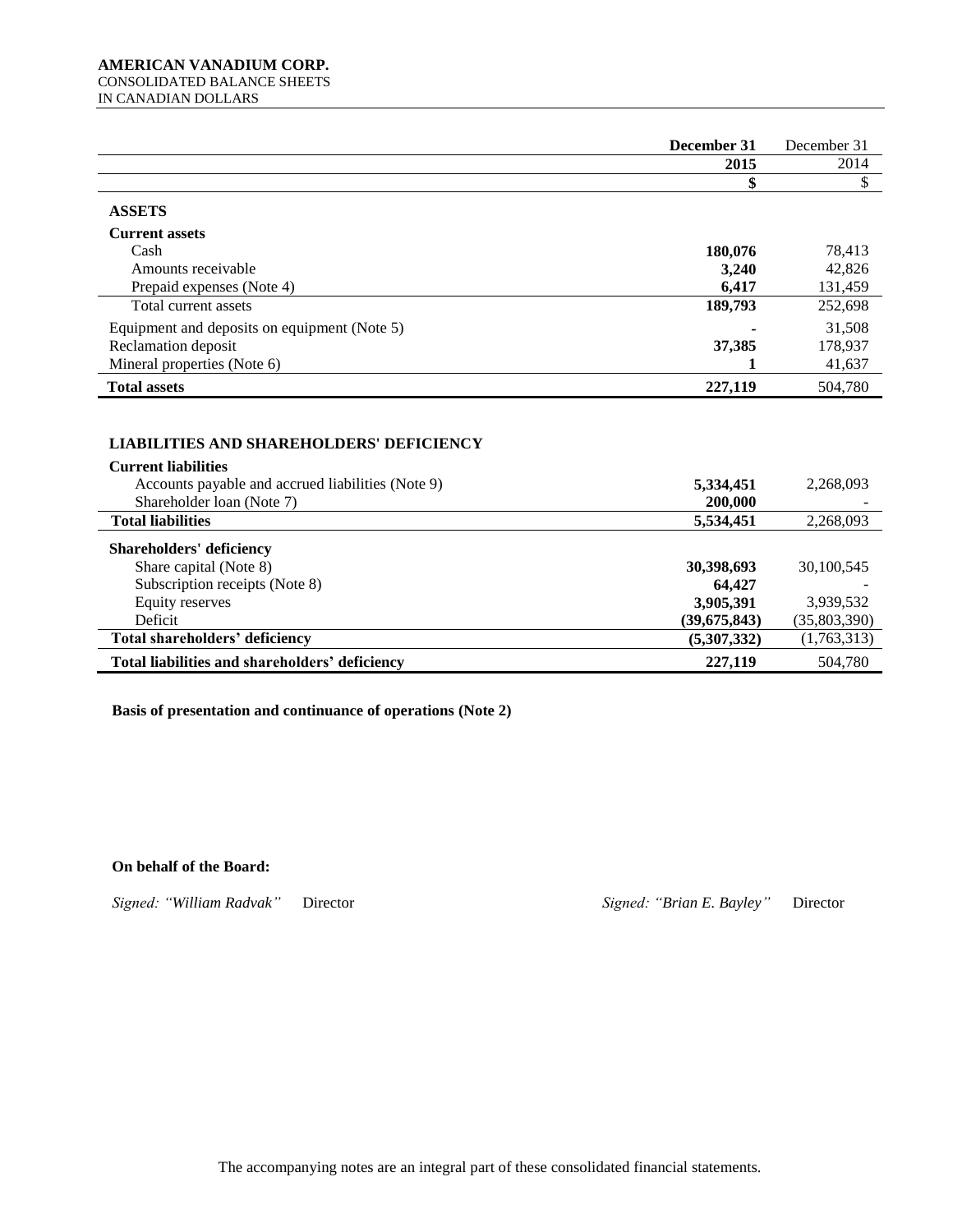**AMERICAN VANADIUM CORP.**
CONSOLIDATED BALANCE SHEETS
IN CANADIAN DOLLARS

| | December 31 2015 | December 31 2014 |
|---|---|---|
| | $ | $ |
| **ASSETS** | | |
| **Current assets** | | |
| Cash | **180,076** | 78,413 |
| Amounts receivable | **3,240** | 42,826 |
| Prepaid expenses (Note 4) | **6,417** | 131,459 |
| Total current assets | **189,793** | 252,698 |
| Equipment and deposits on equipment (Note 5) | **-** | 31,508 |
| Reclamation deposit | **37,385** | 178,937 |
| Mineral properties (Note 6) | **1** | 41,637 |
| **Total assets** | **227,119** | 504,780 |
| | | |
| **LIABILITIES AND SHAREHOLDERS' DEFICIENCY** | | |
| **Current liabilities** | | |
| Accounts payable and accrued liabilities (Note 9) | **5,334,451** | 2,268,093 |
| Shareholder loan (Note 7) | **200,000** | - |
| **Total liabilities** | **5,534,451** | 2,268,093 |
| **Shareholders' deficiency** | | |
| Share capital (Note 8) | **30,398,693** | 30,100,545 |
| Subscription receipts (Note 8) | **64,427** | - |
| Equity reserves | **3,905,391** | 3,939,532 |
| Deficit | **(39,675,843)** | (35,803,390) |
| **Total shareholders' deficiency** | **(5,307,332)** | (1,763,313) |
| **Total liabilities and shareholders' deficiency** | **227,119** | 504,780 |

**Basis of presentation and continuance of operations (Note 2)**

**On behalf of the Board:**

*Signed: "William Radvak"* Director *Signed: "Brian E. Bayley"* Director

The accompanying notes are an integral part of these consolidated financial statements.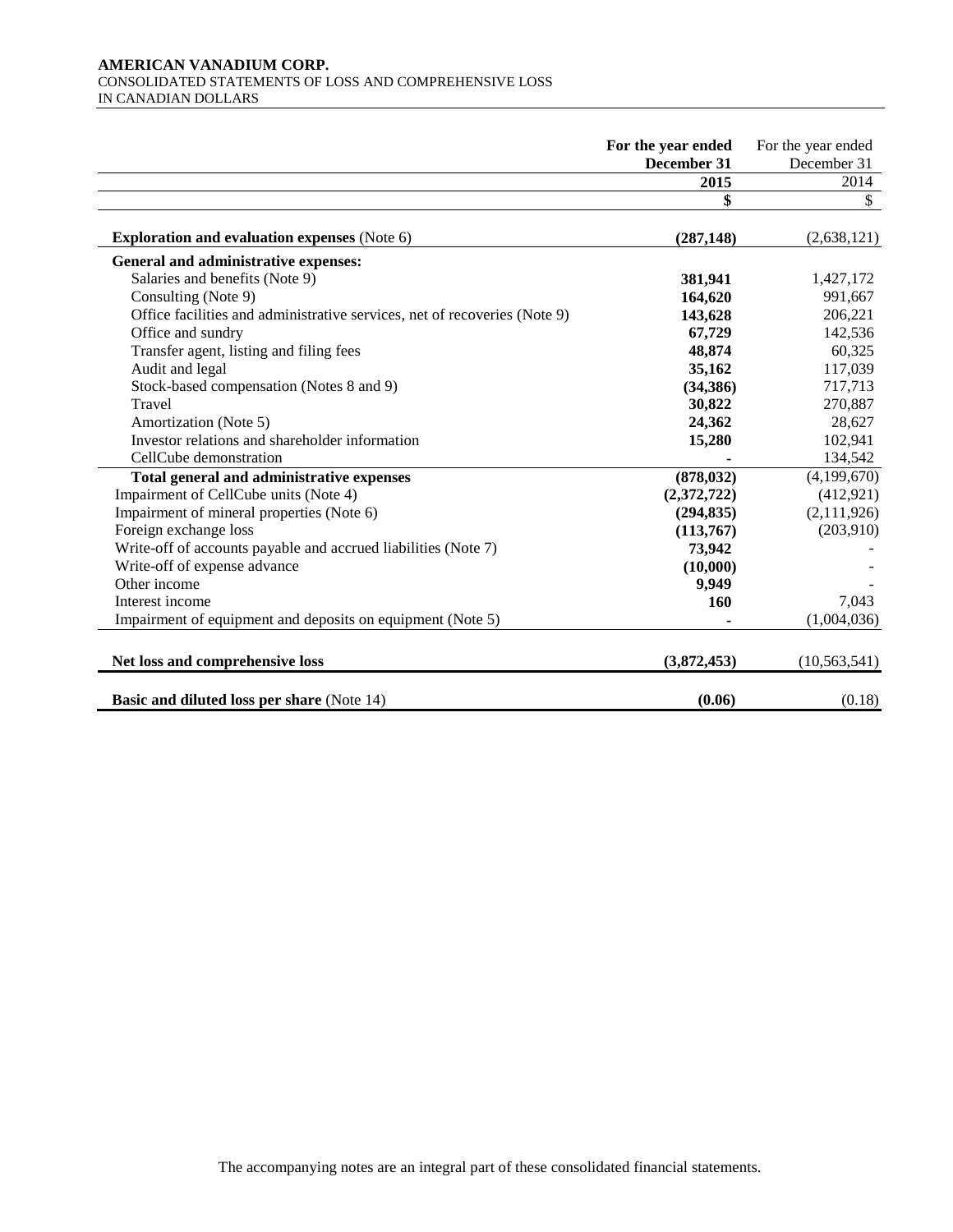**AMERICAN VANADIUM CORP.**
CONSOLIDATED STATEMENTS OF LOSS AND COMPREHENSIVE LOSS
IN CANADIAN DOLLARS

| | **For the year ended December 31** | For the year ended December 31 |
|---|---|---|
| | **2015** | 2014 |
| | **$** | $ |
| **Exploration and evaluation expenses** (Note 6) | **(287,148)** | (2,638,121) |
| **General and administrative expenses:** | | |
| Salaries and benefits (Note 9) | **381,941** | 1,427,172 |
| Consulting (Note 9) | **164,620** | 991,667 |
| Office facilities and administrative services, net of recoveries (Note 9) | **143,628** | 206,221 |
| Office and sundry | **67,729** | 142,536 |
| Transfer agent, listing and filing fees | **48,874** | 60,325 |
| Audit and legal | **35,162** | 117,039 |
| Stock-based compensation (Notes 8 and 9) | **(34,386)** | 717,713 |
| Travel | **30,822** | 270,887 |
| Amortization (Note 5) | **24,362** | 28,627 |
| Investor relations and shareholder information | **15,280** | 102,941 |
| CellCube demonstration | **-** | 134,542 |
| **Total general and administrative expenses** | **(878,032)** | (4,199,670) |
| Impairment of CellCube units (Note 4) | **(2,372,722)** | (412,921) |
| Impairment of mineral properties (Note 6) | **(294,835)** | (2,111,926) |
| Foreign exchange loss | **(113,767)** | (203,910) |
| Write-off of accounts payable and accrued liabilities (Note 7) | **73,942** | - |
| Write-off of expense advance | **(10,000)** | - |
| Other income | **9,949** | - |
| Interest income | **160** | 7,043 |
| Impairment of equipment and deposits on equipment (Note 5) | **-** | (1,004,036) |
| **Net loss and comprehensive loss** | **(3,872,453)** | (10,563,541) |
| **Basic and diluted loss per share** (Note 14) | **(0.06)** | (0.18) |

The accompanying notes are an integral part of these consolidated financial statements.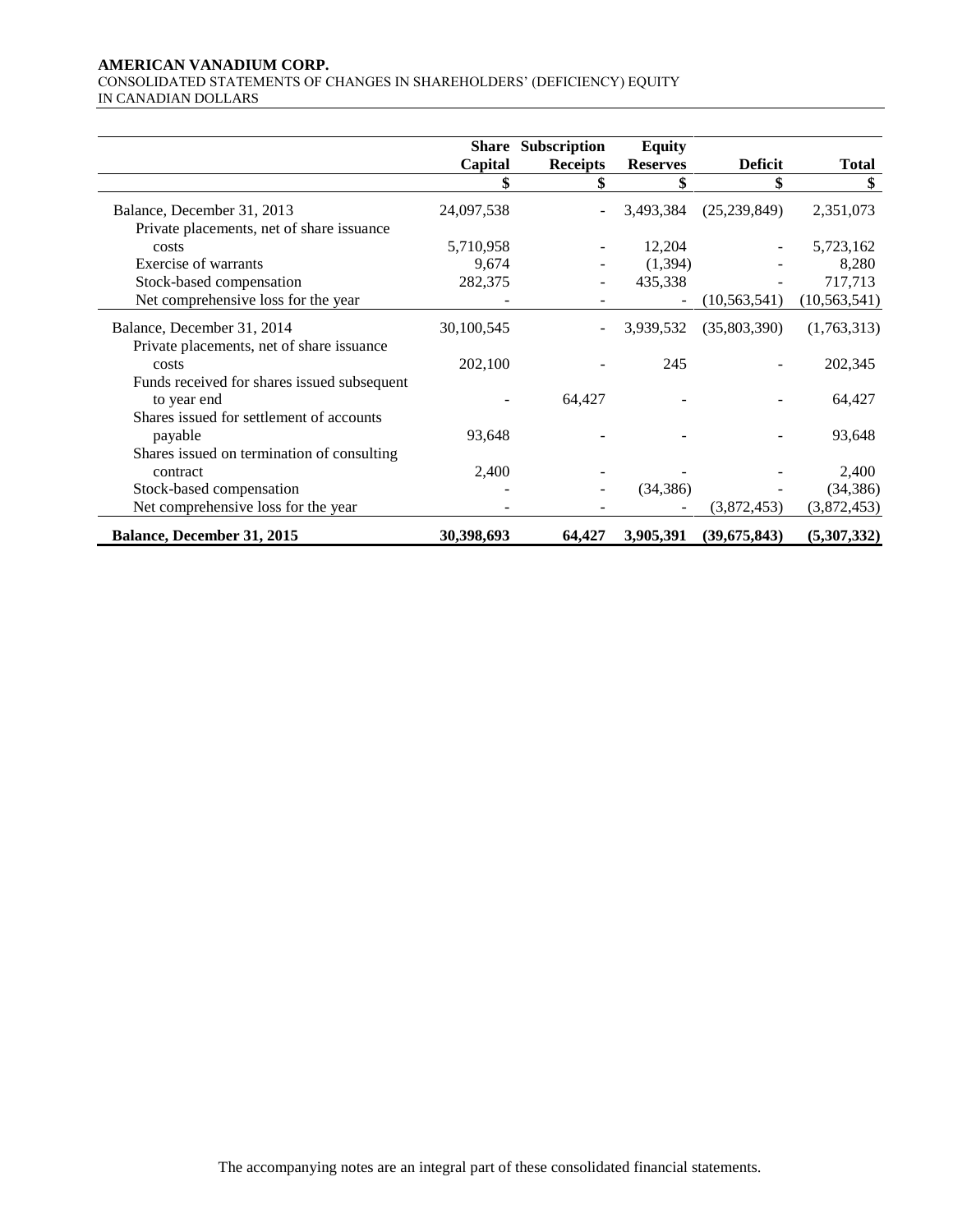**AMERICAN VANADIUM CORP.**
CONSOLIDATED STATEMENTS OF CHANGES IN SHAREHOLDERS' (DEFICIENCY) EQUITY
IN CANADIAN DOLLARS

| | Share Capital | Subscription Receipts | Equity Reserves | Deficit | Total |
|---|---|---|---|---|---|
| | $ | $ | $ | $ | $ |
| Balance, December 31, 2013 | 24,097,538 | - | 3,493,384 | (25,239,849) | 2,351,073 |
| Private placements, net of share issuance costs | 5,710,958 | - | 12,204 | - | 5,723,162 |
| Exercise of warrants | 9,674 | - | (1,394) | - | 8,280 |
| Stock-based compensation | 282,375 | - | 435,338 | - | 717,713 |
| Net comprehensive loss for the year | - | - | - | (10,563,541) | (10,563,541) |
| Balance, December 31, 2014 | 30,100,545 | - | 3,939,532 | (35,803,390) | (1,763,313) |
| Private placements, net of share issuance costs | 202,100 | - | 245 | - | 202,345 |
| Funds received for shares issued subsequent to year end | - | 64,427 | - | - | 64,427 |
| Shares issued for settlement of accounts payable | 93,648 | - | - | - | 93,648 |
| Shares issued on termination of consulting contract | 2,400 | - | - | - | 2,400 |
| Stock-based compensation | - | - | (34,386) | - | (34,386) |
| Net comprehensive loss for the year | - | - | - | (3,872,453) | (3,872,453) |
| **Balance, December 31, 2015** | **30,398,693** | **64,427** | **3,905,391** | **(39,675,843)** | **(5,307,332)** |

The accompanying notes are an integral part of these consolidated financial statements.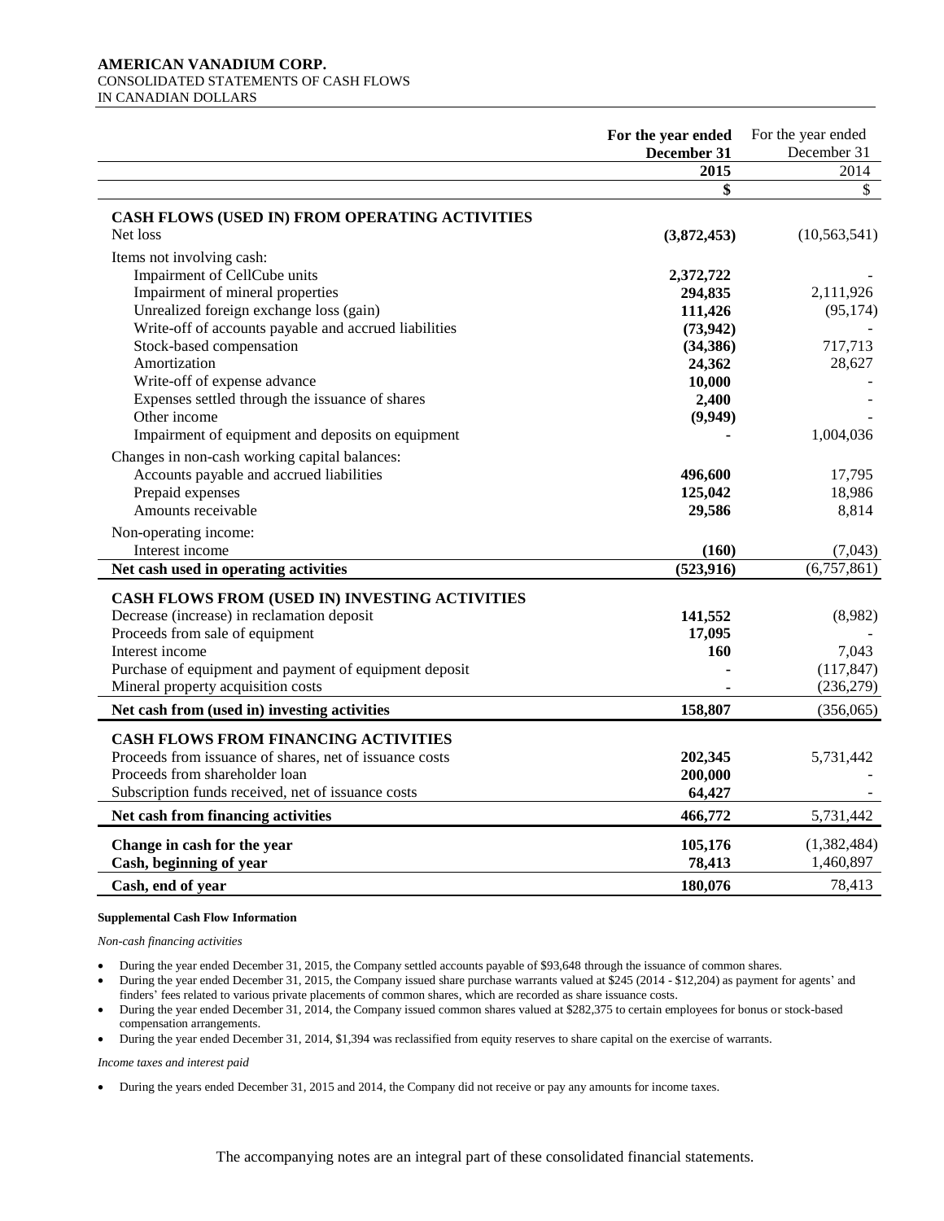**AMERICAN VANADIUM CORP.**
CONSOLIDATED STATEMENTS OF CASH FLOWS
IN CANADIAN DOLLARS

| | For the year ended December 31 2015 | For the year ended December 31 2014 |
|---|---|---|
| | $ | $ |
| **CASH FLOWS (USED IN) FROM OPERATING ACTIVITIES** | | |
| Net loss | **(3,872,453)** | (10,563,541) |
| Items not involving cash: | | |
| Impairment of CellCube units | **2,372,722** | - |
| Impairment of mineral properties | **294,835** | 2,111,926 |
| Unrealized foreign exchange loss (gain) | **111,426** | (95,174) |
| Write-off of accounts payable and accrued liabilities | **(73,942)** | - |
| Stock-based compensation | **(34,386)** | 717,713 |
| Amortization | **24,362** | 28,627 |
| Write-off of expense advance | **10,000** | - |
| Expenses settled through the issuance of shares | **2,400** | - |
| Other income | **(9,949)** | - |
| Impairment of equipment and deposits on equipment | **-** | 1,004,036 |
| Changes in non-cash working capital balances: | | |
| Accounts payable and accrued liabilities | **496,600** | 17,795 |
| Prepaid expenses | **125,042** | 18,986 |
| Amounts receivable | **29,586** | 8,814 |
| Non-operating income: | | |
| Interest income | **(160)** | (7,043) |
| **Net cash used in operating activities** | **(523,916)** | (6,757,861) |
| **CASH FLOWS FROM (USED IN) INVESTING ACTIVITIES** | | |
| Decrease (increase) in reclamation deposit | **141,552** | (8,982) |
| Proceeds from sale of equipment | **17,095** | - |
| Interest income | **160** | 7,043 |
| Purchase of equipment and payment of equipment deposit | **-** | (117,847) |
| Mineral property acquisition costs | **-** | (236,279) |
| **Net cash from (used in) investing activities** | **158,807** | (356,065) |
| **CASH FLOWS FROM FINANCING ACTIVITIES** | | |
| Proceeds from issuance of shares, net of issuance costs | **202,345** | 5,731,442 |
| Proceeds from shareholder loan | **200,000** | - |
| Subscription funds received, net of issuance costs | **64,427** | - |
| **Net cash from financing activities** | **466,772** | 5,731,442 |
| **Change in cash for the year** | **105,176** | (1,382,484) |
| **Cash, beginning of year** | **78,413** | 1,460,897 |
| **Cash, end of year** | **180,076** | 78,413 |

**Supplemental Cash Flow Information**

*Non-cash financing activities*

- During the year ended December 31, 2015, the Company settled accounts payable of $93,648 through the issuance of common shares.
- During the year ended December 31, 2015, the Company issued share purchase warrants valued at $245 (2014 - $12,204) as payment for agents' and finders' fees related to various private placements of common shares, which are recorded as share issuance costs.
- During the year ended December 31, 2014, the Company issued common shares valued at $282,375 to certain employees for bonus or stock-based compensation arrangements.
- During the year ended December 31, 2014, $1,394 was reclassified from equity reserves to share capital on the exercise of warrants.

*Income taxes and interest paid*

- During the years ended December 31, 2015 and 2014, the Company did not receive or pay any amounts for income taxes.

The accompanying notes are an integral part of these consolidated financial statements.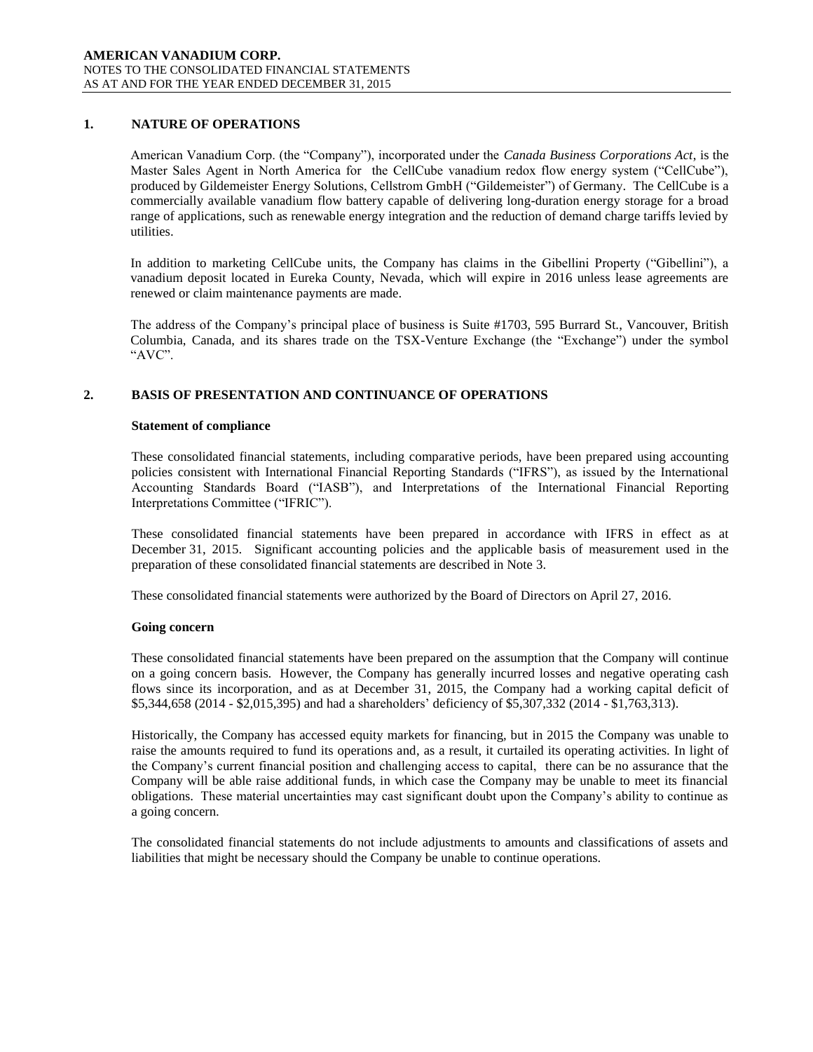## 1. NATURE OF OPERATIONS

American Vanadium Corp. (the "Company"), incorporated under the *Canada Business Corporations Act*, is the Master Sales Agent in North America for the CellCube vanadium redox flow energy system ("CellCube"), produced by Gildemeister Energy Solutions, Cellstrom GmbH ("Gildemeister") of Germany. The CellCube is a commercially available vanadium flow battery capable of delivering long-duration energy storage for a broad range of applications, such as renewable energy integration and the reduction of demand charge tariffs levied by utilities.

In addition to marketing CellCube units, the Company has claims in the Gibellini Property ("Gibellini"), a vanadium deposit located in Eureka County, Nevada, which will expire in 2016 unless lease agreements are renewed or claim maintenance payments are made.

The address of the Company's principal place of business is Suite #1703, 595 Burrard St., Vancouver, British Columbia, Canada, and its shares trade on the TSX-Venture Exchange (the "Exchange") under the symbol "AVC".

## 2. BASIS OF PRESENTATION AND CONTINUANCE OF OPERATIONS

**Statement of compliance**

These consolidated financial statements, including comparative periods, have been prepared using accounting policies consistent with International Financial Reporting Standards ("IFRS"), as issued by the International Accounting Standards Board ("IASB"), and Interpretations of the International Financial Reporting Interpretations Committee ("IFRIC").

These consolidated financial statements have been prepared in accordance with IFRS in effect as at December 31, 2015. Significant accounting policies and the applicable basis of measurement used in the preparation of these consolidated financial statements are described in Note 3.

These consolidated financial statements were authorized by the Board of Directors on April 27, 2016.

**Going concern**

These consolidated financial statements have been prepared on the assumption that the Company will continue on a going concern basis. However, the Company has generally incurred losses and negative operating cash flows since its incorporation, and as at December 31, 2015, the Company had a working capital deficit of $5,344,658 (2014 - $2,015,395) and had a shareholders' deficiency of $5,307,332 (2014 - $1,763,313).

Historically, the Company has accessed equity markets for financing, but in 2015 the Company was unable to raise the amounts required to fund its operations and, as a result, it curtailed its operating activities. In light of the Company's current financial position and challenging access to capital, there can be no assurance that the Company will be able raise additional funds, in which case the Company may be unable to meet its financial obligations. These material uncertainties may cast significant doubt upon the Company's ability to continue as a going concern.

The consolidated financial statements do not include adjustments to amounts and classifications of assets and liabilities that might be necessary should the Company be unable to continue operations.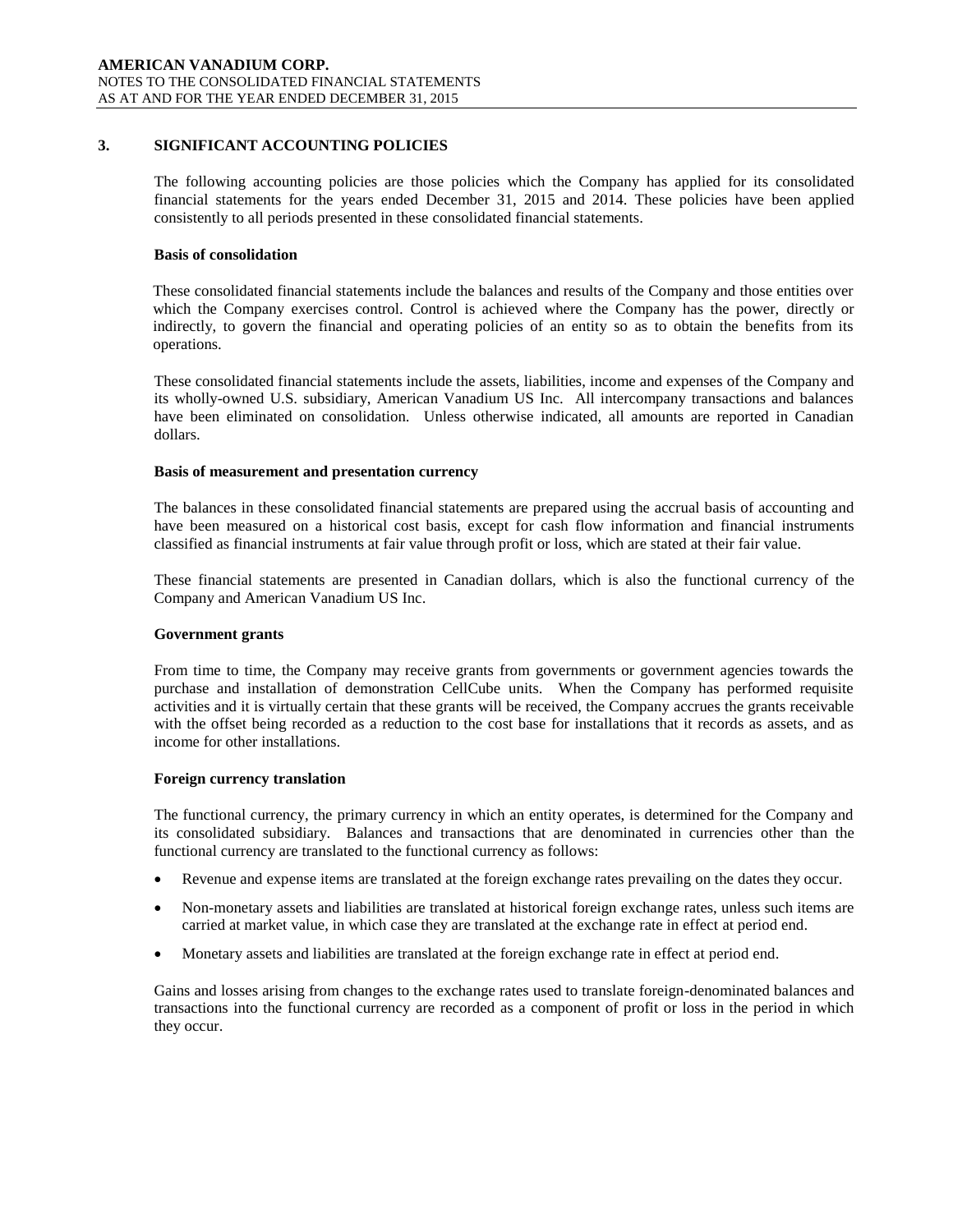## 3. SIGNIFICANT ACCOUNTING POLICIES

The following accounting policies are those policies which the Company has applied for its consolidated financial statements for the years ended December 31, 2015 and 2014. These policies have been applied consistently to all periods presented in these consolidated financial statements.

### Basis of consolidation

These consolidated financial statements include the balances and results of the Company and those entities over which the Company exercises control. Control is achieved where the Company has the power, directly or indirectly, to govern the financial and operating policies of an entity so as to obtain the benefits from its operations.

These consolidated financial statements include the assets, liabilities, income and expenses of the Company and its wholly-owned U.S. subsidiary, American Vanadium US Inc. All intercompany transactions and balances have been eliminated on consolidation. Unless otherwise indicated, all amounts are reported in Canadian dollars.

### Basis of measurement and presentation currency

The balances in these consolidated financial statements are prepared using the accrual basis of accounting and have been measured on a historical cost basis, except for cash flow information and financial instruments classified as financial instruments at fair value through profit or loss, which are stated at their fair value.

These financial statements are presented in Canadian dollars, which is also the functional currency of the Company and American Vanadium US Inc.

### Government grants

From time to time, the Company may receive grants from governments or government agencies towards the purchase and installation of demonstration CellCube units. When the Company has performed requisite activities and it is virtually certain that these grants will be received, the Company accrues the grants receivable with the offset being recorded as a reduction to the cost base for installations that it records as assets, and as income for other installations.

### Foreign currency translation

The functional currency, the primary currency in which an entity operates, is determined for the Company and its consolidated subsidiary. Balances and transactions that are denominated in currencies other than the functional currency are translated to the functional currency as follows:

- Revenue and expense items are translated at the foreign exchange rates prevailing on the dates they occur.
- Non-monetary assets and liabilities are translated at historical foreign exchange rates, unless such items are carried at market value, in which case they are translated at the exchange rate in effect at period end.
- Monetary assets and liabilities are translated at the foreign exchange rate in effect at period end.

Gains and losses arising from changes to the exchange rates used to translate foreign-denominated balances and transactions into the functional currency are recorded as a component of profit or loss in the period in which they occur.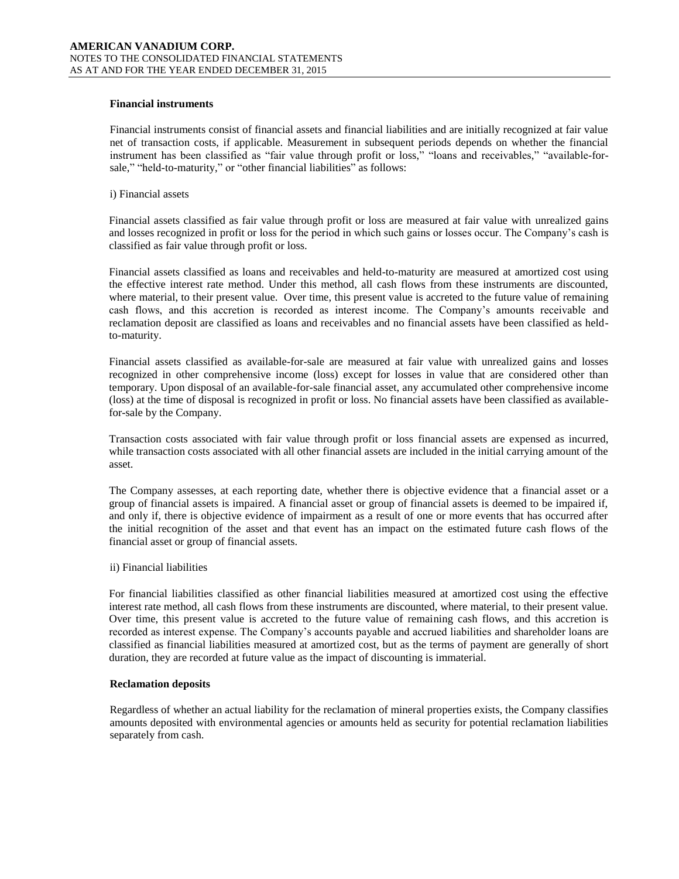### Financial instruments

Financial instruments consist of financial assets and financial liabilities and are initially recognized at fair value net of transaction costs, if applicable. Measurement in subsequent periods depends on whether the financial instrument has been classified as "fair value through profit or loss," "loans and receivables," "available-for-sale," "held-to-maturity," or "other financial liabilities" as follows:

i) Financial assets

Financial assets classified as fair value through profit or loss are measured at fair value with unrealized gains and losses recognized in profit or loss for the period in which such gains or losses occur. The Company's cash is classified as fair value through profit or loss.

Financial assets classified as loans and receivables and held-to-maturity are measured at amortized cost using the effective interest rate method. Under this method, all cash flows from these instruments are discounted, where material, to their present value. Over time, this present value is accreted to the future value of remaining cash flows, and this accretion is recorded as interest income. The Company's amounts receivable and reclamation deposit are classified as loans and receivables and no financial assets have been classified as held-to-maturity.

Financial assets classified as available-for-sale are measured at fair value with unrealized gains and losses recognized in other comprehensive income (loss) except for losses in value that are considered other than temporary. Upon disposal of an available-for-sale financial asset, any accumulated other comprehensive income (loss) at the time of disposal is recognized in profit or loss. No financial assets have been classified as available-for-sale by the Company.

Transaction costs associated with fair value through profit or loss financial assets are expensed as incurred, while transaction costs associated with all other financial assets are included in the initial carrying amount of the asset.

The Company assesses, at each reporting date, whether there is objective evidence that a financial asset or a group of financial assets is impaired. A financial asset or group of financial assets is deemed to be impaired if, and only if, there is objective evidence of impairment as a result of one or more events that has occurred after the initial recognition of the asset and that event has an impact on the estimated future cash flows of the financial asset or group of financial assets.

ii) Financial liabilities

For financial liabilities classified as other financial liabilities measured at amortized cost using the effective interest rate method, all cash flows from these instruments are discounted, where material, to their present value. Over time, this present value is accreted to the future value of remaining cash flows, and this accretion is recorded as interest expense. The Company's accounts payable and accrued liabilities and shareholder loans are classified as financial liabilities measured at amortized cost, but as the terms of payment are generally of short duration, they are recorded at future value as the impact of discounting is immaterial.

### Reclamation deposits

Regardless of whether an actual liability for the reclamation of mineral properties exists, the Company classifies amounts deposited with environmental agencies or amounts held as security for potential reclamation liabilities separately from cash.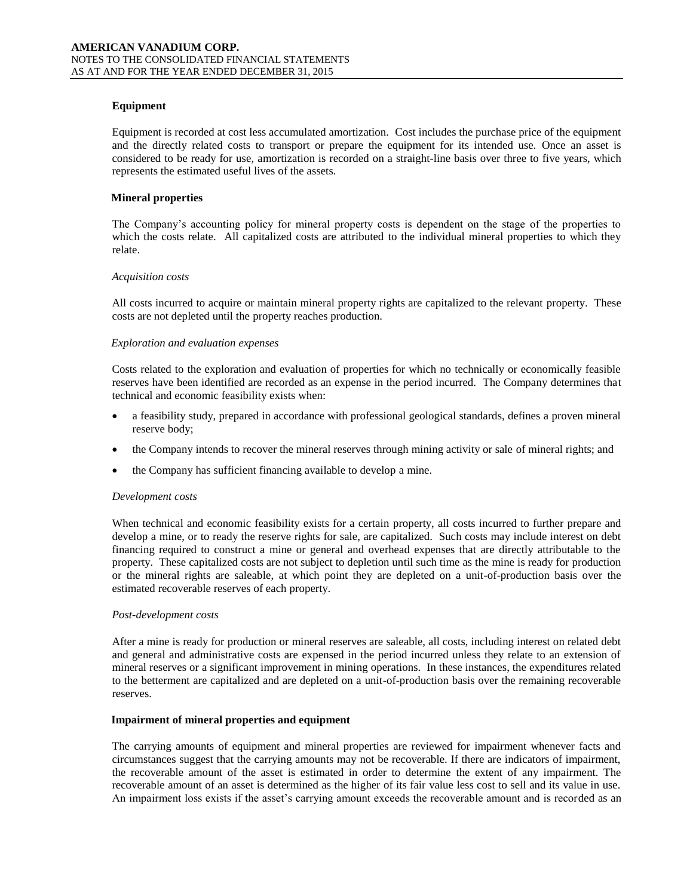### Equipment

Equipment is recorded at cost less accumulated amortization. Cost includes the purchase price of the equipment and the directly related costs to transport or prepare the equipment for its intended use. Once an asset is considered to be ready for use, amortization is recorded on a straight-line basis over three to five years, which represents the estimated useful lives of the assets.

### Mineral properties

The Company's accounting policy for mineral property costs is dependent on the stage of the properties to which the costs relate. All capitalized costs are attributed to the individual mineral properties to which they relate.

*Acquisition costs*

All costs incurred to acquire or maintain mineral property rights are capitalized to the relevant property. These costs are not depleted until the property reaches production.

*Exploration and evaluation expenses*

Costs related to the exploration and evaluation of properties for which no technically or economically feasible reserves have been identified are recorded as an expense in the period incurred. The Company determines that technical and economic feasibility exists when:

- a feasibility study, prepared in accordance with professional geological standards, defines a proven mineral reserve body;
- the Company intends to recover the mineral reserves through mining activity or sale of mineral rights; and
- the Company has sufficient financing available to develop a mine.

*Development costs*

When technical and economic feasibility exists for a certain property, all costs incurred to further prepare and develop a mine, or to ready the reserve rights for sale, are capitalized. Such costs may include interest on debt financing required to construct a mine or general and overhead expenses that are directly attributable to the property. These capitalized costs are not subject to depletion until such time as the mine is ready for production or the mineral rights are saleable, at which point they are depleted on a unit-of-production basis over the estimated recoverable reserves of each property.

*Post-development costs*

After a mine is ready for production or mineral reserves are saleable, all costs, including interest on related debt and general and administrative costs are expensed in the period incurred unless they relate to an extension of mineral reserves or a significant improvement in mining operations. In these instances, the expenditures related to the betterment are capitalized and are depleted on a unit-of-production basis over the remaining recoverable reserves.

### Impairment of mineral properties and equipment

The carrying amounts of equipment and mineral properties are reviewed for impairment whenever facts and circumstances suggest that the carrying amounts may not be recoverable. If there are indicators of impairment, the recoverable amount of the asset is estimated in order to determine the extent of any impairment. The recoverable amount of an asset is determined as the higher of its fair value less cost to sell and its value in use. An impairment loss exists if the asset's carrying amount exceeds the recoverable amount and is recorded as an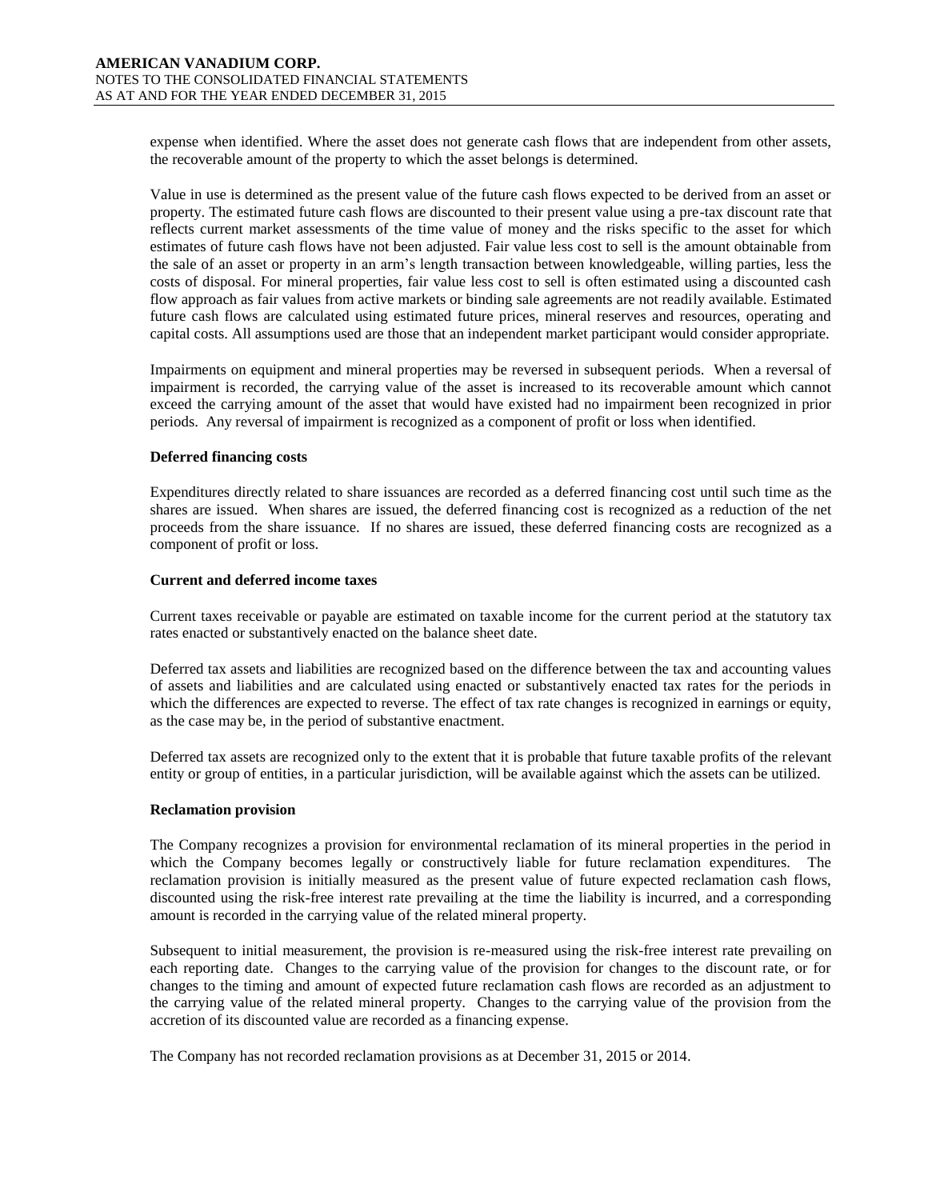expense when identified. Where the asset does not generate cash flows that are independent from other assets, the recoverable amount of the property to which the asset belongs is determined.

Value in use is determined as the present value of the future cash flows expected to be derived from an asset or property. The estimated future cash flows are discounted to their present value using a pre-tax discount rate that reflects current market assessments of the time value of money and the risks specific to the asset for which estimates of future cash flows have not been adjusted. Fair value less cost to sell is the amount obtainable from the sale of an asset or property in an arm's length transaction between knowledgeable, willing parties, less the costs of disposal. For mineral properties, fair value less cost to sell is often estimated using a discounted cash flow approach as fair values from active markets or binding sale agreements are not readily available. Estimated future cash flows are calculated using estimated future prices, mineral reserves and resources, operating and capital costs. All assumptions used are those that an independent market participant would consider appropriate.

Impairments on equipment and mineral properties may be reversed in subsequent periods. When a reversal of impairment is recorded, the carrying value of the asset is increased to its recoverable amount which cannot exceed the carrying amount of the asset that would have existed had no impairment been recognized in prior periods. Any reversal of impairment is recognized as a component of profit or loss when identified.

**Deferred financing costs**

Expenditures directly related to share issuances are recorded as a deferred financing cost until such time as the shares are issued. When shares are issued, the deferred financing cost is recognized as a reduction of the net proceeds from the share issuance. If no shares are issued, these deferred financing costs are recognized as a component of profit or loss.

**Current and deferred income taxes**

Current taxes receivable or payable are estimated on taxable income for the current period at the statutory tax rates enacted or substantively enacted on the balance sheet date.

Deferred tax assets and liabilities are recognized based on the difference between the tax and accounting values of assets and liabilities and are calculated using enacted or substantively enacted tax rates for the periods in which the differences are expected to reverse. The effect of tax rate changes is recognized in earnings or equity, as the case may be, in the period of substantive enactment.

Deferred tax assets are recognized only to the extent that it is probable that future taxable profits of the relevant entity or group of entities, in a particular jurisdiction, will be available against which the assets can be utilized.

**Reclamation provision**

The Company recognizes a provision for environmental reclamation of its mineral properties in the period in which the Company becomes legally or constructively liable for future reclamation expenditures. The reclamation provision is initially measured as the present value of future expected reclamation cash flows, discounted using the risk-free interest rate prevailing at the time the liability is incurred, and a corresponding amount is recorded in the carrying value of the related mineral property.

Subsequent to initial measurement, the provision is re-measured using the risk-free interest rate prevailing on each reporting date. Changes to the carrying value of the provision for changes to the discount rate, or for changes to the timing and amount of expected future reclamation cash flows are recorded as an adjustment to the carrying value of the related mineral property. Changes to the carrying value of the provision from the accretion of its discounted value are recorded as a financing expense.

The Company has not recorded reclamation provisions as at December 31, 2015 or 2014.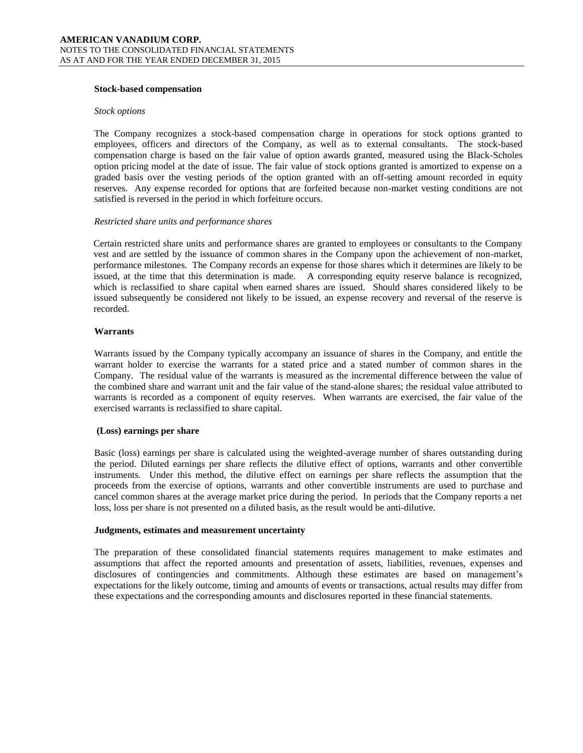### Stock-based compensation

*Stock options*

The Company recognizes a stock-based compensation charge in operations for stock options granted to employees, officers and directors of the Company, as well as to external consultants. The stock-based compensation charge is based on the fair value of option awards granted, measured using the Black-Scholes option pricing model at the date of issue. The fair value of stock options granted is amortized to expense on a graded basis over the vesting periods of the option granted with an off-setting amount recorded in equity reserves. Any expense recorded for options that are forfeited because non-market vesting conditions are not satisfied is reversed in the period in which forfeiture occurs.

*Restricted share units and performance shares*

Certain restricted share units and performance shares are granted to employees or consultants to the Company vest and are settled by the issuance of common shares in the Company upon the achievement of non-market, performance milestones. The Company records an expense for those shares which it determines are likely to be issued, at the time that this determination is made. A corresponding equity reserve balance is recognized, which is reclassified to share capital when earned shares are issued. Should shares considered likely to be issued subsequently be considered not likely to be issued, an expense recovery and reversal of the reserve is recorded.

### Warrants

Warrants issued by the Company typically accompany an issuance of shares in the Company, and entitle the warrant holder to exercise the warrants for a stated price and a stated number of common shares in the Company. The residual value of the warrants is measured as the incremental difference between the value of the combined share and warrant unit and the fair value of the stand-alone shares; the residual value attributed to warrants is recorded as a component of equity reserves. When warrants are exercised, the fair value of the exercised warrants is reclassified to share capital.

### (Loss) earnings per share

Basic (loss) earnings per share is calculated using the weighted-average number of shares outstanding during the period. Diluted earnings per share reflects the dilutive effect of options, warrants and other convertible instruments. Under this method, the dilutive effect on earnings per share reflects the assumption that the proceeds from the exercise of options, warrants and other convertible instruments are used to purchase and cancel common shares at the average market price during the period. In periods that the Company reports a net loss, loss per share is not presented on a diluted basis, as the result would be anti-dilutive.

### Judgments, estimates and measurement uncertainty

The preparation of these consolidated financial statements requires management to make estimates and assumptions that affect the reported amounts and presentation of assets, liabilities, revenues, expenses and disclosures of contingencies and commitments. Although these estimates are based on management's expectations for the likely outcome, timing and amounts of events or transactions, actual results may differ from these expectations and the corresponding amounts and disclosures reported in these financial statements.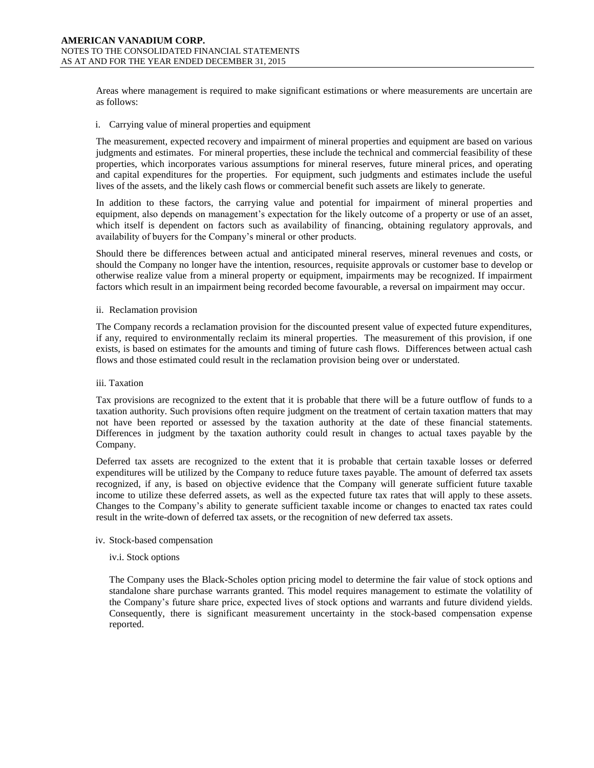Areas where management is required to make significant estimations or where measurements are uncertain are as follows:

i. Carrying value of mineral properties and equipment

The measurement, expected recovery and impairment of mineral properties and equipment are based on various judgments and estimates. For mineral properties, these include the technical and commercial feasibility of these properties, which incorporates various assumptions for mineral reserves, future mineral prices, and operating and capital expenditures for the properties. For equipment, such judgments and estimates include the useful lives of the assets, and the likely cash flows or commercial benefit such assets are likely to generate.

In addition to these factors, the carrying value and potential for impairment of mineral properties and equipment, also depends on management's expectation for the likely outcome of a property or use of an asset, which itself is dependent on factors such as availability of financing, obtaining regulatory approvals, and availability of buyers for the Company's mineral or other products.

Should there be differences between actual and anticipated mineral reserves, mineral revenues and costs, or should the Company no longer have the intention, resources, requisite approvals or customer base to develop or otherwise realize value from a mineral property or equipment, impairments may be recognized. If impairment factors which result in an impairment being recorded become favourable, a reversal on impairment may occur.

ii. Reclamation provision

The Company records a reclamation provision for the discounted present value of expected future expenditures, if any, required to environmentally reclaim its mineral properties. The measurement of this provision, if one exists, is based on estimates for the amounts and timing of future cash flows. Differences between actual cash flows and those estimated could result in the reclamation provision being over or understated.

iii. Taxation

Tax provisions are recognized to the extent that it is probable that there will be a future outflow of funds to a taxation authority. Such provisions often require judgment on the treatment of certain taxation matters that may not have been reported or assessed by the taxation authority at the date of these financial statements. Differences in judgment by the taxation authority could result in changes to actual taxes payable by the Company.

Deferred tax assets are recognized to the extent that it is probable that certain taxable losses or deferred expenditures will be utilized by the Company to reduce future taxes payable. The amount of deferred tax assets recognized, if any, is based on objective evidence that the Company will generate sufficient future taxable income to utilize these deferred assets, as well as the expected future tax rates that will apply to these assets. Changes to the Company's ability to generate sufficient taxable income or changes to enacted tax rates could result in the write-down of deferred tax assets, or the recognition of new deferred tax assets.

iv. Stock-based compensation

iv.i. Stock options

The Company uses the Black-Scholes option pricing model to determine the fair value of stock options and standalone share purchase warrants granted. This model requires management to estimate the volatility of the Company's future share price, expected lives of stock options and warrants and future dividend yields. Consequently, there is significant measurement uncertainty in the stock-based compensation expense reported.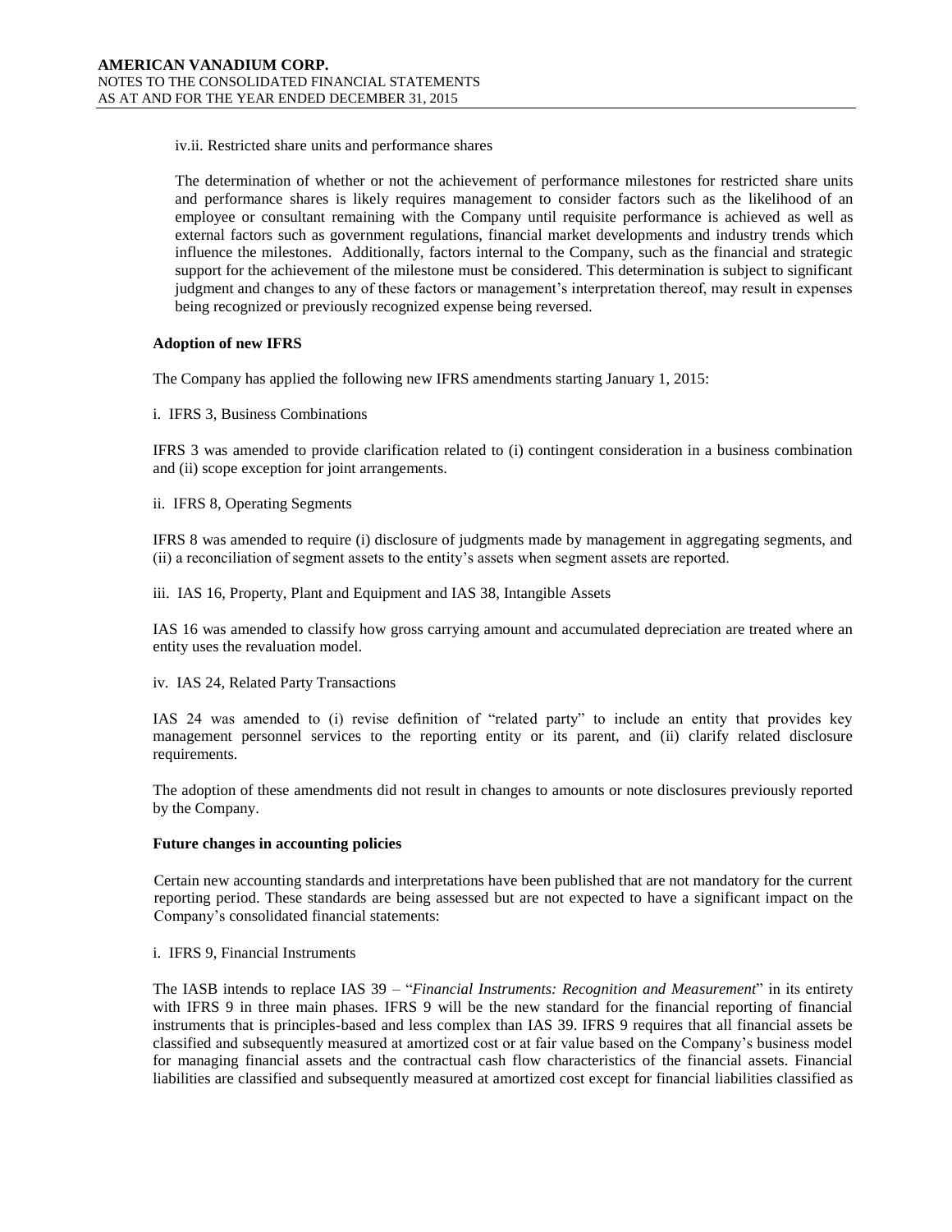iv.ii. Restricted share units and performance shares

The determination of whether or not the achievement of performance milestones for restricted share units and performance shares is likely requires management to consider factors such as the likelihood of an employee or consultant remaining with the Company until requisite performance is achieved as well as external factors such as government regulations, financial market developments and industry trends which influence the milestones. Additionally, factors internal to the Company, such as the financial and strategic support for the achievement of the milestone must be considered. This determination is subject to significant judgment and changes to any of these factors or management's interpretation thereof, may result in expenses being recognized or previously recognized expense being reversed.

**Adoption of new IFRS**

The Company has applied the following new IFRS amendments starting January 1, 2015:

i. IFRS 3, Business Combinations

IFRS 3 was amended to provide clarification related to (i) contingent consideration in a business combination and (ii) scope exception for joint arrangements.

ii. IFRS 8, Operating Segments

IFRS 8 was amended to require (i) disclosure of judgments made by management in aggregating segments, and (ii) a reconciliation of segment assets to the entity's assets when segment assets are reported.

iii. IAS 16, Property, Plant and Equipment and IAS 38, Intangible Assets

IAS 16 was amended to classify how gross carrying amount and accumulated depreciation are treated where an entity uses the revaluation model.

iv. IAS 24, Related Party Transactions

IAS 24 was amended to (i) revise definition of "related party" to include an entity that provides key management personnel services to the reporting entity or its parent, and (ii) clarify related disclosure requirements.

The adoption of these amendments did not result in changes to amounts or note disclosures previously reported by the Company.

**Future changes in accounting policies**

Certain new accounting standards and interpretations have been published that are not mandatory for the current reporting period. These standards are being assessed but are not expected to have a significant impact on the Company's consolidated financial statements:

i. IFRS 9, Financial Instruments

The IASB intends to replace IAS 39 – "*Financial Instruments: Recognition and Measurement*" in its entirety with IFRS 9 in three main phases. IFRS 9 will be the new standard for the financial reporting of financial instruments that is principles-based and less complex than IAS 39. IFRS 9 requires that all financial assets be classified and subsequently measured at amortized cost or at fair value based on the Company's business model for managing financial assets and the contractual cash flow characteristics of the financial assets. Financial liabilities are classified and subsequently measured at amortized cost except for financial liabilities classified as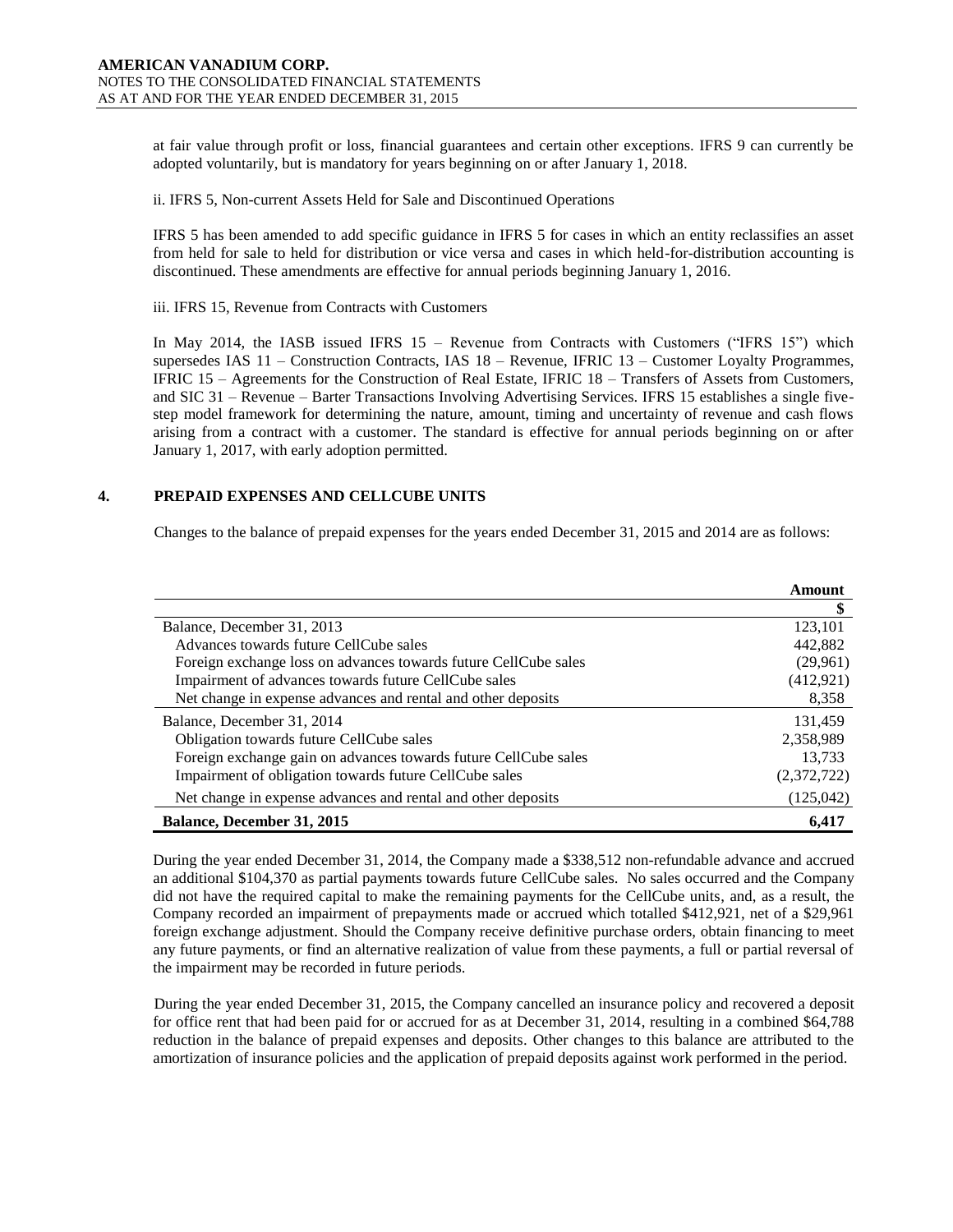at fair value through profit or loss, financial guarantees and certain other exceptions. IFRS 9 can currently be adopted voluntarily, but is mandatory for years beginning on or after January 1, 2018.

ii. IFRS 5, Non-current Assets Held for Sale and Discontinued Operations

IFRS 5 has been amended to add specific guidance in IFRS 5 for cases in which an entity reclassifies an asset from held for sale to held for distribution or vice versa and cases in which held-for-distribution accounting is discontinued. These amendments are effective for annual periods beginning January 1, 2016.

iii. IFRS 15, Revenue from Contracts with Customers

In May 2014, the IASB issued IFRS 15 – Revenue from Contracts with Customers ("IFRS 15") which supersedes IAS 11 – Construction Contracts, IAS 18 – Revenue, IFRIC 13 – Customer Loyalty Programmes, IFRIC 15 – Agreements for the Construction of Real Estate, IFRIC 18 – Transfers of Assets from Customers, and SIC 31 – Revenue – Barter Transactions Involving Advertising Services. IFRS 15 establishes a single five-step model framework for determining the nature, amount, timing and uncertainty of revenue and cash flows arising from a contract with a customer. The standard is effective for annual periods beginning on or after January 1, 2017, with early adoption permitted.

## 4. PREPAID EXPENSES AND CELLCUBE UNITS

Changes to the balance of prepaid expenses for the years ended December 31, 2015 and 2014 are as follows:

| | Amount |
|---|---|
| | $ |
| Balance, December 31, 2013 | 123,101 |
| Advances towards future CellCube sales | 442,882 |
| Foreign exchange loss on advances towards future CellCube sales | (29,961) |
| Impairment of advances towards future CellCube sales | (412,921) |
| Net change in expense advances and rental and other deposits | 8,358 |
| Balance, December 31, 2014 | 131,459 |
| Obligation towards future CellCube sales | 2,358,989 |
| Foreign exchange gain on advances towards future CellCube sales | 13,733 |
| Impairment of obligation towards future CellCube sales | (2,372,722) |
| Net change in expense advances and rental and other deposits | (125,042) |
| **Balance, December 31, 2015** | **6,417** |

During the year ended December 31, 2014, the Company made a $338,512 non-refundable advance and accrued an additional $104,370 as partial payments towards future CellCube sales. No sales occurred and the Company did not have the required capital to make the remaining payments for the CellCube units, and, as a result, the Company recorded an impairment of prepayments made or accrued which totalled $412,921, net of a $29,961 foreign exchange adjustment. Should the Company receive definitive purchase orders, obtain financing to meet any future payments, or find an alternative realization of value from these payments, a full or partial reversal of the impairment may be recorded in future periods.

During the year ended December 31, 2015, the Company cancelled an insurance policy and recovered a deposit for office rent that had been paid for or accrued for as at December 31, 2014, resulting in a combined $64,788 reduction in the balance of prepaid expenses and deposits. Other changes to this balance are attributed to the amortization of insurance policies and the application of prepaid deposits against work performed in the period.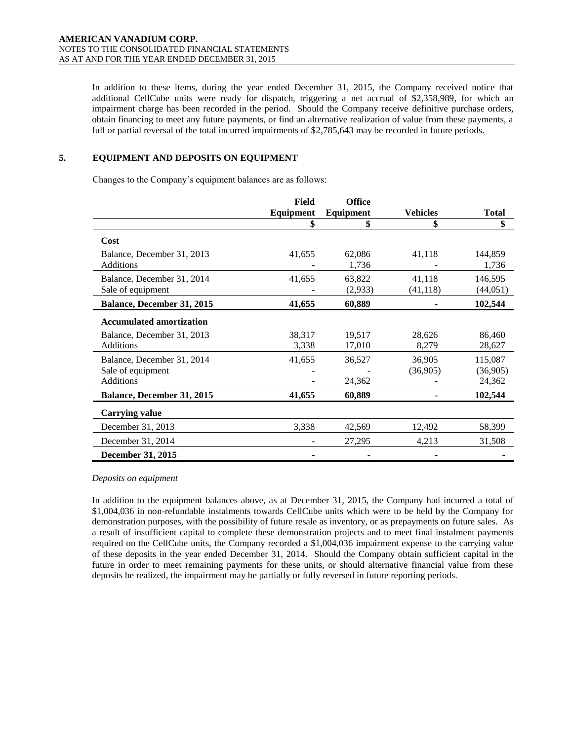In addition to these items, during the year ended December 31, 2015, the Company received notice that additional CellCube units were ready for dispatch, triggering a net accrual of $2,358,989, for which an impairment charge has been recorded in the period. Should the Company receive definitive purchase orders, obtain financing to meet any future payments, or find an alternative realization of value from these payments, a full or partial reversal of the total incurred impairments of $2,785,643 may be recorded in future periods.

## 5. EQUIPMENT AND DEPOSITS ON EQUIPMENT

Changes to the Company's equipment balances are as follows:

| | Field Equipment | Office Equipment | Vehicles | Total |
|---|---|---|---|---|
| | $ | $ | $ | $ |
| **Cost** | | | | |
| Balance, December 31, 2013 | 41,655 | 62,086 | 41,118 | 144,859 |
| Additions | - | 1,736 | - | 1,736 |
| Balance, December 31, 2014 | 41,655 | 63,822 | 41,118 | 146,595 |
| Sale of equipment | - | (2,933) | (41,118) | (44,051) |
| **Balance, December 31, 2015** | **41,655** | **60,889** | **-** | **102,544** |
| **Accumulated amortization** | | | | |
| Balance, December 31, 2013 | 38,317 | 19,517 | 28,626 | 86,460 |
| Additions | 3,338 | 17,010 | 8,279 | 28,627 |
| Balance, December 31, 2014 | 41,655 | 36,527 | 36,905 | 115,087 |
| Sale of equipment | - | - | (36,905) | (36,905) |
| Additions | - | 24,362 | - | 24,362 |
| **Balance, December 31, 2015** | **41,655** | **60,889** | **-** | **102,544** |
| **Carrying value** | | | | |
| December 31, 2013 | 3,338 | 42,569 | 12,492 | 58,399 |
| December 31, 2014 | - | 27,295 | 4,213 | 31,508 |
| **December 31, 2015** | **-** | **-** | **-** | **-** |

*Deposits on equipment*

In addition to the equipment balances above, as at December 31, 2015, the Company had incurred a total of $1,004,036 in non-refundable instalments towards CellCube units which were to be held by the Company for demonstration purposes, with the possibility of future resale as inventory, or as prepayments on future sales. As a result of insufficient capital to complete these demonstration projects and to meet final instalment payments required on the CellCube units, the Company recorded a $1,004,036 impairment expense to the carrying value of these deposits in the year ended December 31, 2014. Should the Company obtain sufficient capital in the future in order to meet remaining payments for these units, or should alternative financial value from these deposits be realized, the impairment may be partially or fully reversed in future reporting periods.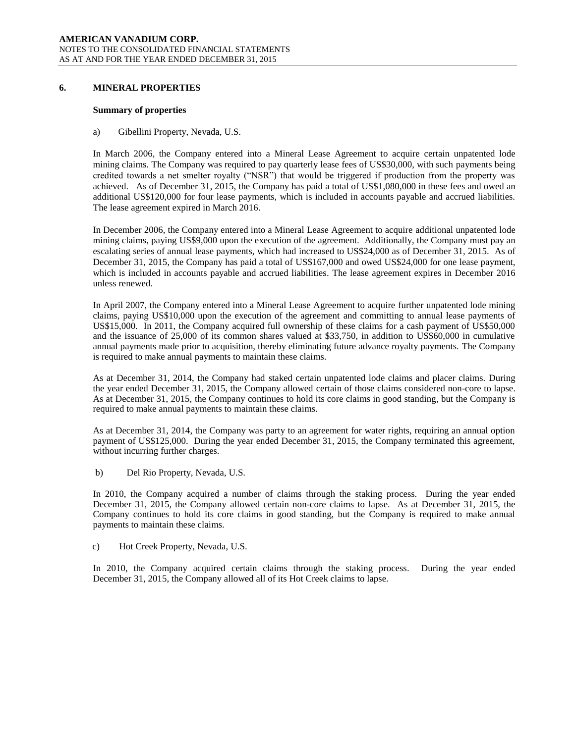## 6. MINERAL PROPERTIES

### Summary of properties

a) Gibellini Property, Nevada, U.S.

In March 2006, the Company entered into a Mineral Lease Agreement to acquire certain unpatented lode mining claims. The Company was required to pay quarterly lease fees of US$30,000, with such payments being credited towards a net smelter royalty ("NSR") that would be triggered if production from the property was achieved. As of December 31, 2015, the Company has paid a total of US$1,080,000 in these fees and owed an additional US$120,000 for four lease payments, which is included in accounts payable and accrued liabilities. The lease agreement expired in March 2016.

In December 2006, the Company entered into a Mineral Lease Agreement to acquire additional unpatented lode mining claims, paying US$9,000 upon the execution of the agreement. Additionally, the Company must pay an escalating series of annual lease payments, which had increased to US$24,000 as of December 31, 2015. As of December 31, 2015, the Company has paid a total of US$167,000 and owed US$24,000 for one lease payment, which is included in accounts payable and accrued liabilities. The lease agreement expires in December 2016 unless renewed.

In April 2007, the Company entered into a Mineral Lease Agreement to acquire further unpatented lode mining claims, paying US$10,000 upon the execution of the agreement and committing to annual lease payments of US$15,000. In 2011, the Company acquired full ownership of these claims for a cash payment of US$50,000 and the issuance of 25,000 of its common shares valued at $33,750, in addition to US$60,000 in cumulative annual payments made prior to acquisition, thereby eliminating future advance royalty payments. The Company is required to make annual payments to maintain these claims.

As at December 31, 2014, the Company had staked certain unpatented lode claims and placer claims. During the year ended December 31, 2015, the Company allowed certain of those claims considered non-core to lapse. As at December 31, 2015, the Company continues to hold its core claims in good standing, but the Company is required to make annual payments to maintain these claims.

As at December 31, 2014, the Company was party to an agreement for water rights, requiring an annual option payment of US$125,000. During the year ended December 31, 2015, the Company terminated this agreement, without incurring further charges.

b) Del Rio Property, Nevada, U.S.

In 2010, the Company acquired a number of claims through the staking process. During the year ended December 31, 2015, the Company allowed certain non-core claims to lapse. As at December 31, 2015, the Company continues to hold its core claims in good standing, but the Company is required to make annual payments to maintain these claims.

c) Hot Creek Property, Nevada, U.S.

In 2010, the Company acquired certain claims through the staking process. During the year ended December 31, 2015, the Company allowed all of its Hot Creek claims to lapse.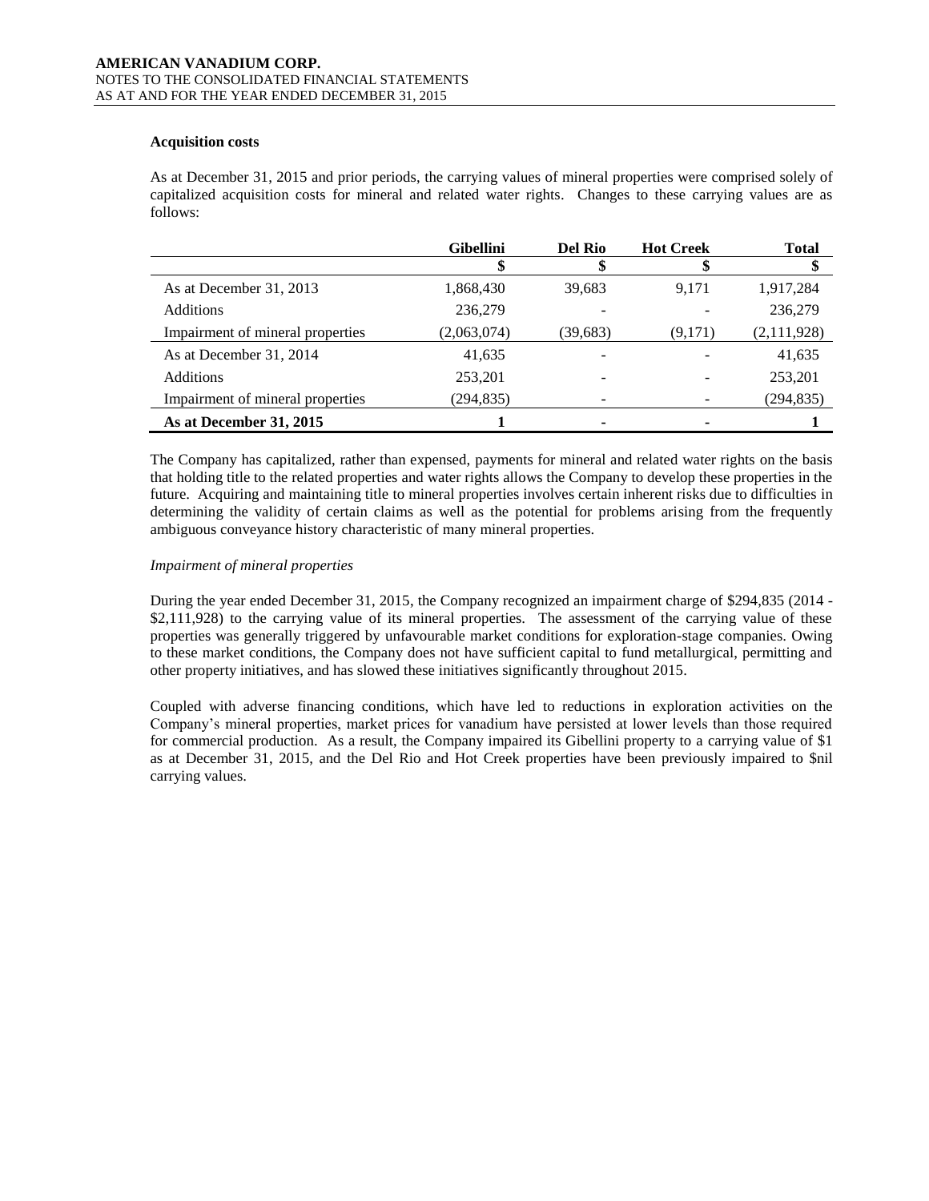### Acquisition costs

As at December 31, 2015 and prior periods, the carrying values of mineral properties were comprised solely of capitalized acquisition costs for mineral and related water rights. Changes to these carrying values are as follows:

| | Gibellini | Del Rio | Hot Creek | Total |
|---|---|---|---|---|
| | $ | $ | $ | $ |
| As at December 31, 2013 | 1,868,430 | 39,683 | 9,171 | 1,917,284 |
| Additions | 236,279 | - | - | 236,279 |
| Impairment of mineral properties | (2,063,074) | (39,683) | (9,171) | (2,111,928) |
| As at December 31, 2014 | 41,635 | - | - | 41,635 |
| Additions | 253,201 | - | - | 253,201 |
| Impairment of mineral properties | (294,835) | - | - | (294,835) |
| **As at December 31, 2015** | **1** | **-** | **-** | **1** |

The Company has capitalized, rather than expensed, payments for mineral and related water rights on the basis that holding title to the related properties and water rights allows the Company to develop these properties in the future. Acquiring and maintaining title to mineral properties involves certain inherent risks due to difficulties in determining the validity of certain claims as well as the potential for problems arising from the frequently ambiguous conveyance history characteristic of many mineral properties.

*Impairment of mineral properties*

During the year ended December 31, 2015, the Company recognized an impairment charge of $294,835 (2014 - $2,111,928) to the carrying value of its mineral properties. The assessment of the carrying value of these properties was generally triggered by unfavourable market conditions for exploration-stage companies. Owing to these market conditions, the Company does not have sufficient capital to fund metallurgical, permitting and other property initiatives, and has slowed these initiatives significantly throughout 2015.

Coupled with adverse financing conditions, which have led to reductions in exploration activities on the Company's mineral properties, market prices for vanadium have persisted at lower levels than those required for commercial production. As a result, the Company impaired its Gibellini property to a carrying value of $1 as at December 31, 2015, and the Del Rio and Hot Creek properties have been previously impaired to $nil carrying values.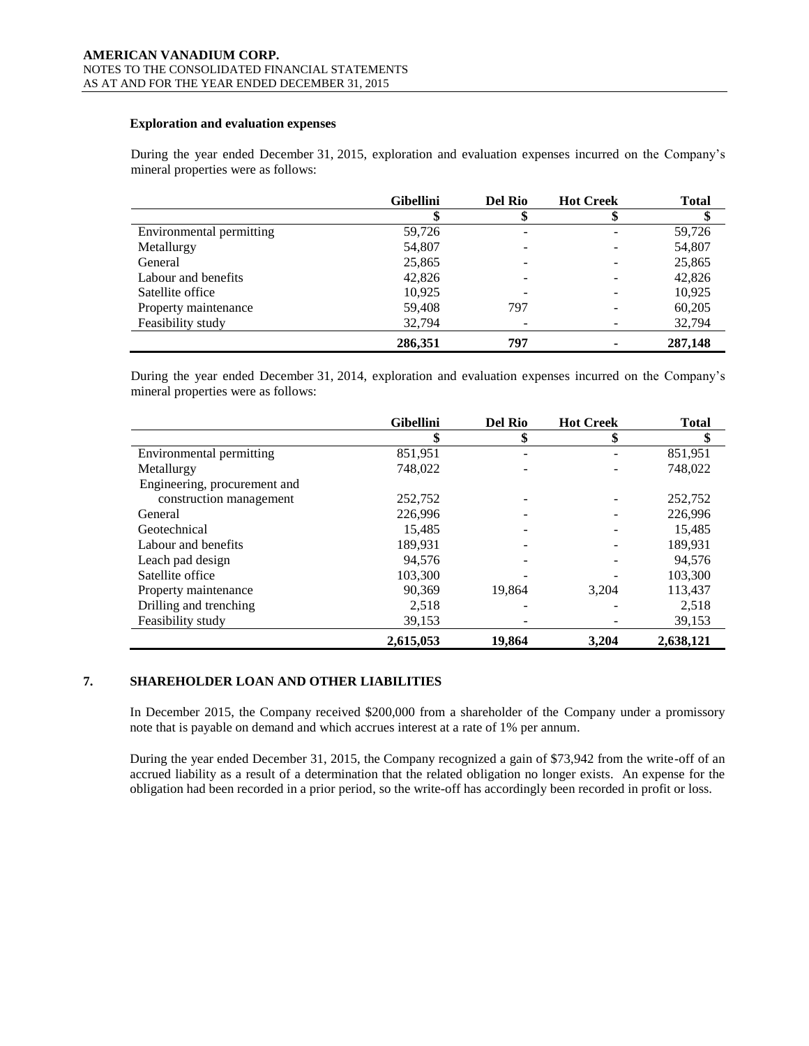### Exploration and evaluation expenses

During the year ended December 31, 2015, exploration and evaluation expenses incurred on the Company's mineral properties were as follows:

| | Gibellini | Del Rio | Hot Creek | Total |
|---|---|---|---|---|
| | $ | $ | $ | $ |
| Environmental permitting | 59,726 | - | - | 59,726 |
| Metallurgy | 54,807 | - | - | 54,807 |
| General | 25,865 | - | - | 25,865 |
| Labour and benefits | 42,826 | - | - | 42,826 |
| Satellite office | 10,925 | - | - | 10,925 |
| Property maintenance | 59,408 | 797 | - | 60,205 |
| Feasibility study | 32,794 | - | - | 32,794 |
| | **286,351** | **797** | **-** | **287,148** |

During the year ended December 31, 2014, exploration and evaluation expenses incurred on the Company's mineral properties were as follows:

| | Gibellini | Del Rio | Hot Creek | Total |
|---|---|---|---|---|
| | $ | $ | $ | $ |
| Environmental permitting | 851,951 | - | - | 851,951 |
| Metallurgy | 748,022 | - | - | 748,022 |
| Engineering, procurement and construction management | 252,752 | - | - | 252,752 |
| General | 226,996 | - | - | 226,996 |
| Geotechnical | 15,485 | - | - | 15,485 |
| Labour and benefits | 189,931 | - | - | 189,931 |
| Leach pad design | 94,576 | - | - | 94,576 |
| Satellite office | 103,300 | - | - | 103,300 |
| Property maintenance | 90,369 | 19,864 | 3,204 | 113,437 |
| Drilling and trenching | 2,518 | - | - | 2,518 |
| Feasibility study | 39,153 | - | - | 39,153 |
| | **2,615,053** | **19,864** | **3,204** | **2,638,121** |

## 7. SHAREHOLDER LOAN AND OTHER LIABILITIES

In December 2015, the Company received $200,000 from a shareholder of the Company under a promissory note that is payable on demand and which accrues interest at a rate of 1% per annum.

During the year ended December 31, 2015, the Company recognized a gain of $73,942 from the write-off of an accrued liability as a result of a determination that the related obligation no longer exists. An expense for the obligation had been recorded in a prior period, so the write-off has accordingly been recorded in profit or loss.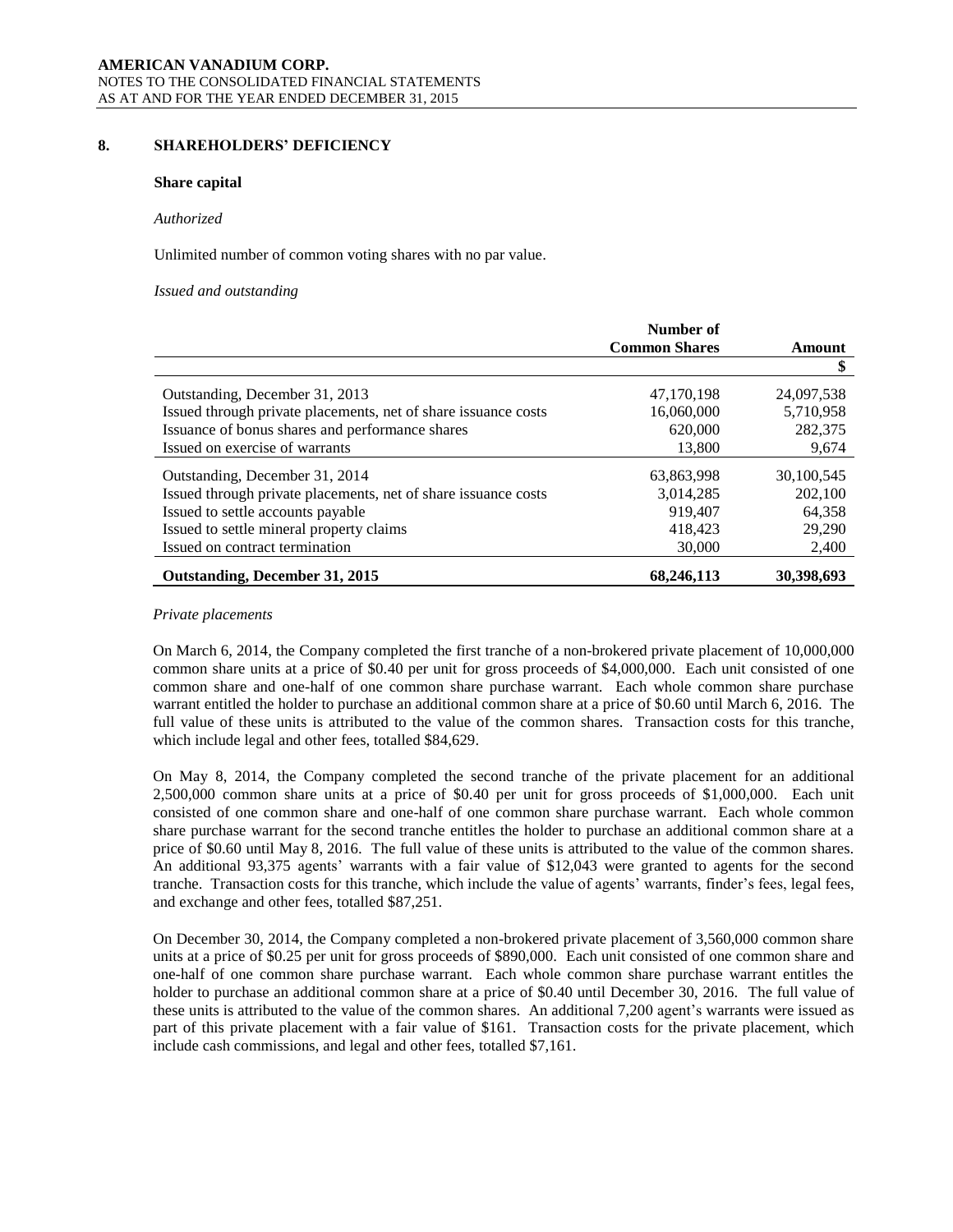## 8. SHAREHOLDERS' DEFICIENCY

### Share capital

*Authorized*

Unlimited number of common voting shares with no par value.

*Issued and outstanding*

| | Number of Common Shares | Amount |
|---|---|---|
| | | $ |
| Outstanding, December 31, 2013 | 47,170,198 | 24,097,538 |
| Issued through private placements, net of share issuance costs | 16,060,000 | 5,710,958 |
| Issuance of bonus shares and performance shares | 620,000 | 282,375 |
| Issued on exercise of warrants | 13,800 | 9,674 |
| Outstanding, December 31, 2014 | 63,863,998 | 30,100,545 |
| Issued through private placements, net of share issuance costs | 3,014,285 | 202,100 |
| Issued to settle accounts payable | 919,407 | 64,358 |
| Issued to settle mineral property claims | 418,423 | 29,290 |
| Issued on contract termination | 30,000 | 2,400 |
| **Outstanding, December 31, 2015** | **68,246,113** | **30,398,693** |

*Private placements*

On March 6, 2014, the Company completed the first tranche of a non-brokered private placement of 10,000,000 common share units at a price of $0.40 per unit for gross proceeds of $4,000,000. Each unit consisted of one common share and one-half of one common share purchase warrant. Each whole common share purchase warrant entitled the holder to purchase an additional common share at a price of $0.60 until March 6, 2016. The full value of these units is attributed to the value of the common shares. Transaction costs for this tranche, which include legal and other fees, totalled $84,629.

On May 8, 2014, the Company completed the second tranche of the private placement for an additional 2,500,000 common share units at a price of $0.40 per unit for gross proceeds of $1,000,000. Each unit consisted of one common share and one-half of one common share purchase warrant. Each whole common share purchase warrant for the second tranche entitles the holder to purchase an additional common share at a price of $0.60 until May 8, 2016. The full value of these units is attributed to the value of the common shares. An additional 93,375 agents' warrants with a fair value of $12,043 were granted to agents for the second tranche. Transaction costs for this tranche, which include the value of agents' warrants, finder's fees, legal fees, and exchange and other fees, totalled $87,251.

On December 30, 2014, the Company completed a non-brokered private placement of 3,560,000 common share units at a price of $0.25 per unit for gross proceeds of $890,000. Each unit consisted of one common share and one-half of one common share purchase warrant. Each whole common share purchase warrant entitles the holder to purchase an additional common share at a price of $0.40 until December 30, 2016. The full value of these units is attributed to the value of the common shares. An additional 7,200 agent's warrants were issued as part of this private placement with a fair value of $161. Transaction costs for the private placement, which include cash commissions, and legal and other fees, totalled $7,161.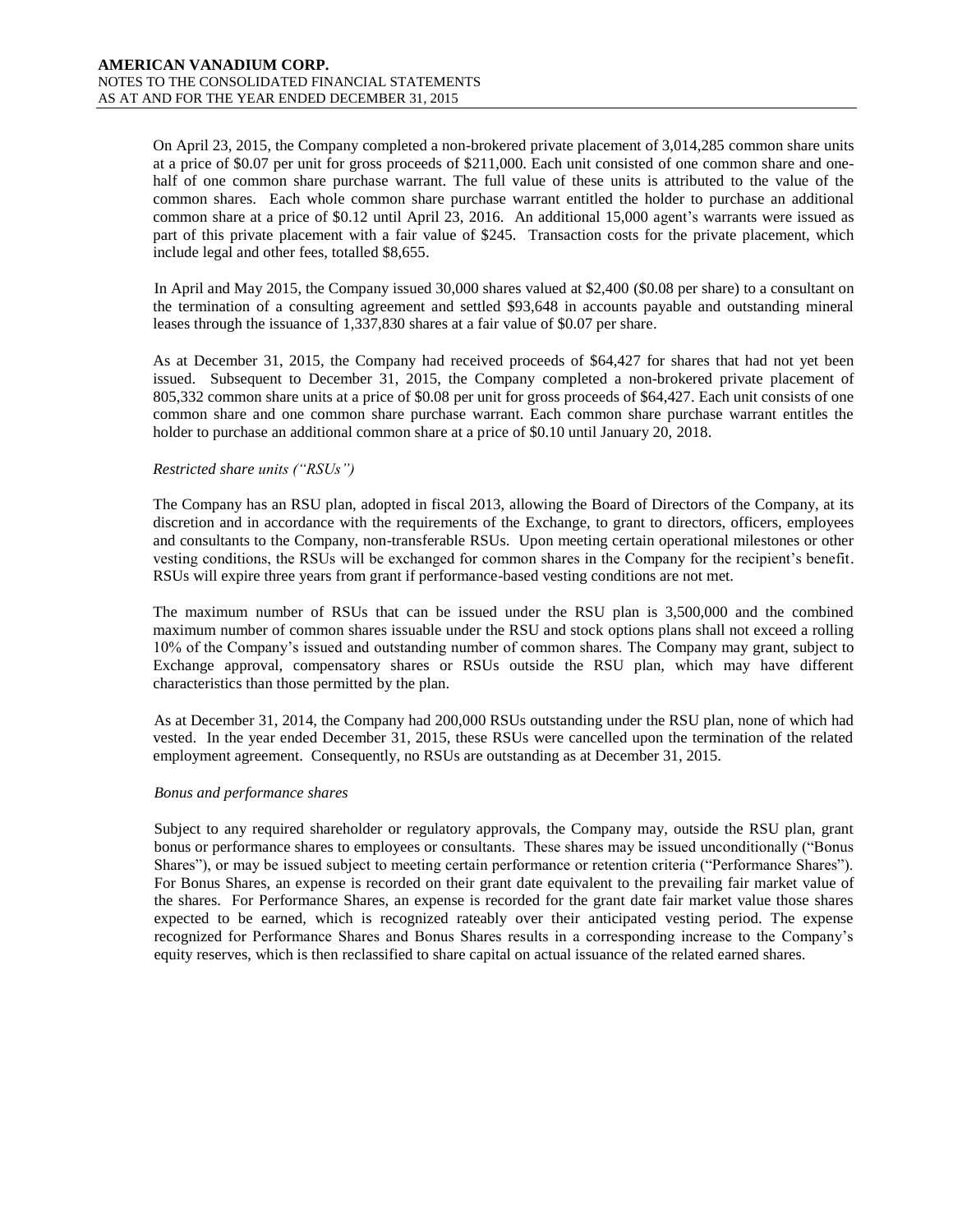On April 23, 2015, the Company completed a non-brokered private placement of 3,014,285 common share units at a price of $0.07 per unit for gross proceeds of $211,000. Each unit consisted of one common share and one-half of one common share purchase warrant. The full value of these units is attributed to the value of the common shares. Each whole common share purchase warrant entitled the holder to purchase an additional common share at a price of $0.12 until April 23, 2016. An additional 15,000 agent's warrants were issued as part of this private placement with a fair value of $245. Transaction costs for the private placement, which include legal and other fees, totalled $8,655.

In April and May 2015, the Company issued 30,000 shares valued at $2,400 ($0.08 per share) to a consultant on the termination of a consulting agreement and settled $93,648 in accounts payable and outstanding mineral leases through the issuance of 1,337,830 shares at a fair value of $0.07 per share.

As at December 31, 2015, the Company had received proceeds of $64,427 for shares that had not yet been issued. Subsequent to December 31, 2015, the Company completed a non-brokered private placement of 805,332 common share units at a price of $0.08 per unit for gross proceeds of $64,427. Each unit consists of one common share and one common share purchase warrant. Each common share purchase warrant entitles the holder to purchase an additional common share at a price of $0.10 until January 20, 2018.

*Restricted share units ("RSUs")*

The Company has an RSU plan, adopted in fiscal 2013, allowing the Board of Directors of the Company, at its discretion and in accordance with the requirements of the Exchange, to grant to directors, officers, employees and consultants to the Company, non-transferable RSUs. Upon meeting certain operational milestones or other vesting conditions, the RSUs will be exchanged for common shares in the Company for the recipient's benefit. RSUs will expire three years from grant if performance-based vesting conditions are not met.

The maximum number of RSUs that can be issued under the RSU plan is 3,500,000 and the combined maximum number of common shares issuable under the RSU and stock options plans shall not exceed a rolling 10% of the Company's issued and outstanding number of common shares. The Company may grant, subject to Exchange approval, compensatory shares or RSUs outside the RSU plan, which may have different characteristics than those permitted by the plan.

As at December 31, 2014, the Company had 200,000 RSUs outstanding under the RSU plan, none of which had vested. In the year ended December 31, 2015, these RSUs were cancelled upon the termination of the related employment agreement. Consequently, no RSUs are outstanding as at December 31, 2015.

*Bonus and performance shares*

Subject to any required shareholder or regulatory approvals, the Company may, outside the RSU plan, grant bonus or performance shares to employees or consultants. These shares may be issued unconditionally ("Bonus Shares"), or may be issued subject to meeting certain performance or retention criteria ("Performance Shares"). For Bonus Shares, an expense is recorded on their grant date equivalent to the prevailing fair market value of the shares. For Performance Shares, an expense is recorded for the grant date fair market value those shares expected to be earned, which is recognized rateably over their anticipated vesting period. The expense recognized for Performance Shares and Bonus Shares results in a corresponding increase to the Company's equity reserves, which is then reclassified to share capital on actual issuance of the related earned shares.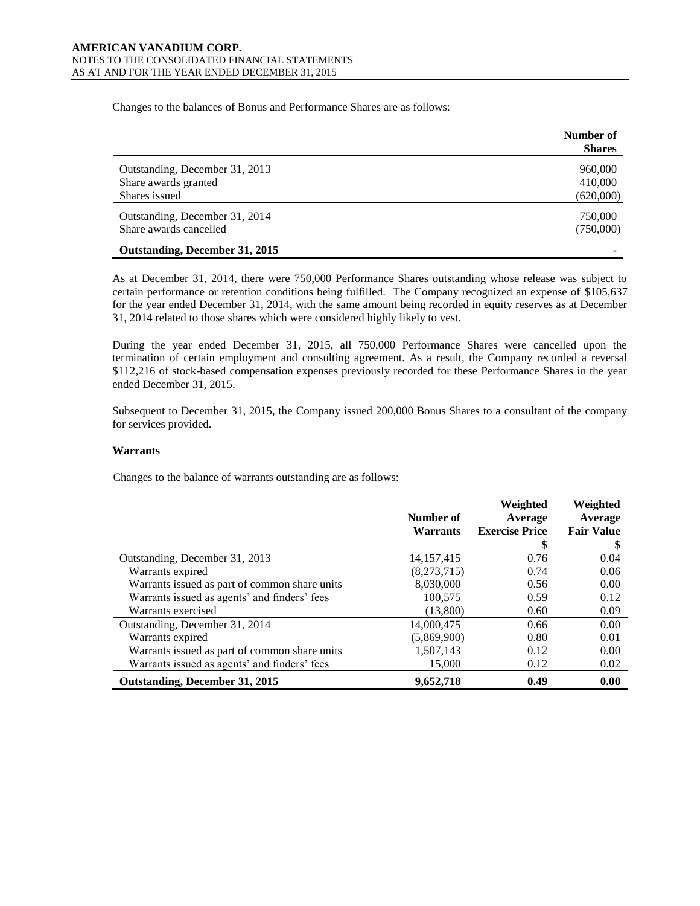Changes to the balances of Bonus and Performance Shares are as follows:

| | Number of Shares |
|---|---|
| Outstanding, December 31, 2013 | 960,000 |
| Share awards granted | 410,000 |
| Shares issued | (620,000) |
| Outstanding, December 31, 2014 | 750,000 |
| Share awards cancelled | (750,000) |
| **Outstanding, December 31, 2015** | **-** |

As at December 31, 2014, there were 750,000 Performance Shares outstanding whose release was subject to certain performance or retention conditions being fulfilled. The Company recognized an expense of $105,637 for the year ended December 31, 2014, with the same amount being recorded in equity reserves as at December 31, 2014 related to those shares which were considered highly likely to vest.

During the year ended December 31, 2015, all 750,000 Performance Shares were cancelled upon the termination of certain employment and consulting agreement. As a result, the Company recorded a reversal $112,216 of stock-based compensation expenses previously recorded for these Performance Shares in the year ended December 31, 2015.

Subsequent to December 31, 2015, the Company issued 200,000 Bonus Shares to a consultant of the company for services provided.

**Warrants**

Changes to the balance of warrants outstanding are as follows:

| | Number of Warrants | Weighted Average Exercise Price | Weighted Average Fair Value |
|---|---|---|---|
| | | $ | $ |
| Outstanding, December 31, 2013 | 14,157,415 | 0.76 | 0.04 |
| Warrants expired | (8,273,715) | 0.74 | 0.06 |
| Warrants issued as part of common share units | 8,030,000 | 0.56 | 0.00 |
| Warrants issued as agents' and finders' fees | 100,575 | 0.59 | 0.12 |
| Warrants exercised | (13,800) | 0.60 | 0.09 |
| Outstanding, December 31, 2014 | 14,000,475 | 0.66 | 0.00 |
| Warrants expired | (5,869,900) | 0.80 | 0.01 |
| Warrants issued as part of common share units | 1,507,143 | 0.12 | 0.00 |
| Warrants issued as agents' and finders' fees | 15,000 | 0.12 | 0.02 |
| **Outstanding, December 31, 2015** | **9,652,718** | **0.49** | **0.00** |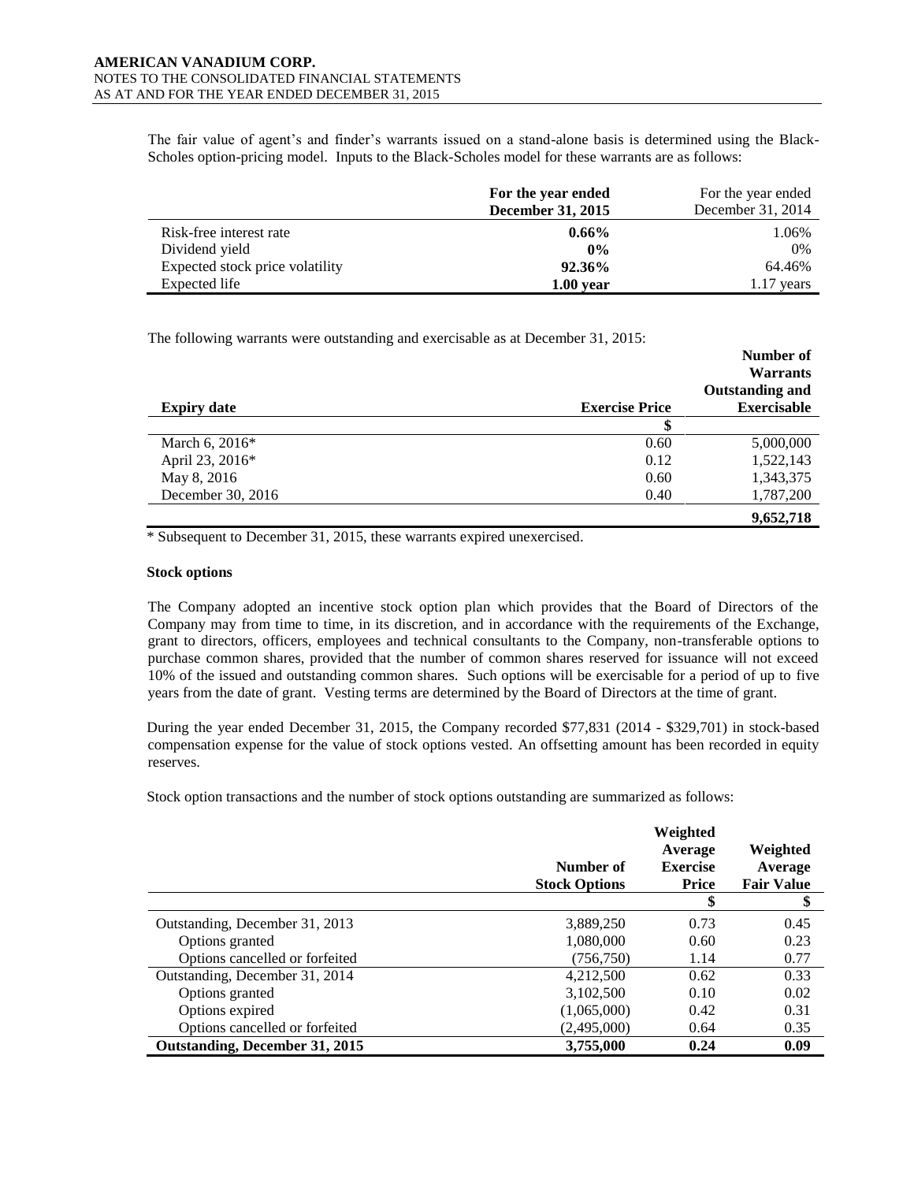The fair value of agent's and finder's warrants issued on a stand-alone basis is determined using the Black-Scholes option-pricing model. Inputs to the Black-Scholes model for these warrants are as follows:

| | **For the year ended December 31, 2015** | For the year ended December 31, 2014 |
|---|---|---|
| Risk-free interest rate | **0.66%** | 1.06% |
| Dividend yield | **0%** | 0% |
| Expected stock price volatility | **92.36%** | 64.46% |
| Expected life | **1.00 year** | 1.17 years |

The following warrants were outstanding and exercisable as at December 31, 2015:

| **Expiry date** | **Exercise Price** | **Number of Warrants Outstanding and Exercisable** |
|---|---|---|
| | **$** | |
| March 6, 2016* | 0.60 | 5,000,000 |
| April 23, 2016* | 0.12 | 1,522,143 |
| May 8, 2016 | 0.60 | 1,343,375 |
| December 30, 2016 | 0.40 | 1,787,200 |
| | | **9,652,718** |

\* Subsequent to December 31, 2015, these warrants expired unexercised.

**Stock options**

The Company adopted an incentive stock option plan which provides that the Board of Directors of the Company may from time to time, in its discretion, and in accordance with the requirements of the Exchange, grant to directors, officers, employees and technical consultants to the Company, non-transferable options to purchase common shares, provided that the number of common shares reserved for issuance will not exceed 10% of the issued and outstanding common shares. Such options will be exercisable for a period of up to five years from the date of grant. Vesting terms are determined by the Board of Directors at the time of grant.

During the year ended December 31, 2015, the Company recorded $77,831 (2014 - $329,701) in stock-based compensation expense for the value of stock options vested. An offsetting amount has been recorded in equity reserves.

Stock option transactions and the number of stock options outstanding are summarized as follows:

| | **Number of Stock Options** | **Weighted Average Exercise Price** | **Weighted Average Fair Value** |
|---|---|---|---|
| | | **$** | **$** |
| Outstanding, December 31, 2013 | 3,889,250 | 0.73 | 0.45 |
| Options granted | 1,080,000 | 0.60 | 0.23 |
| Options cancelled or forfeited | (756,750) | 1.14 | 0.77 |
| Outstanding, December 31, 2014 | 4,212,500 | 0.62 | 0.33 |
| Options granted | 3,102,500 | 0.10 | 0.02 |
| Options expired | (1,065,000) | 0.42 | 0.31 |
| Options cancelled or forfeited | (2,495,000) | 0.64 | 0.35 |
| **Outstanding, December 31, 2015** | **3,755,000** | **0.24** | **0.09** |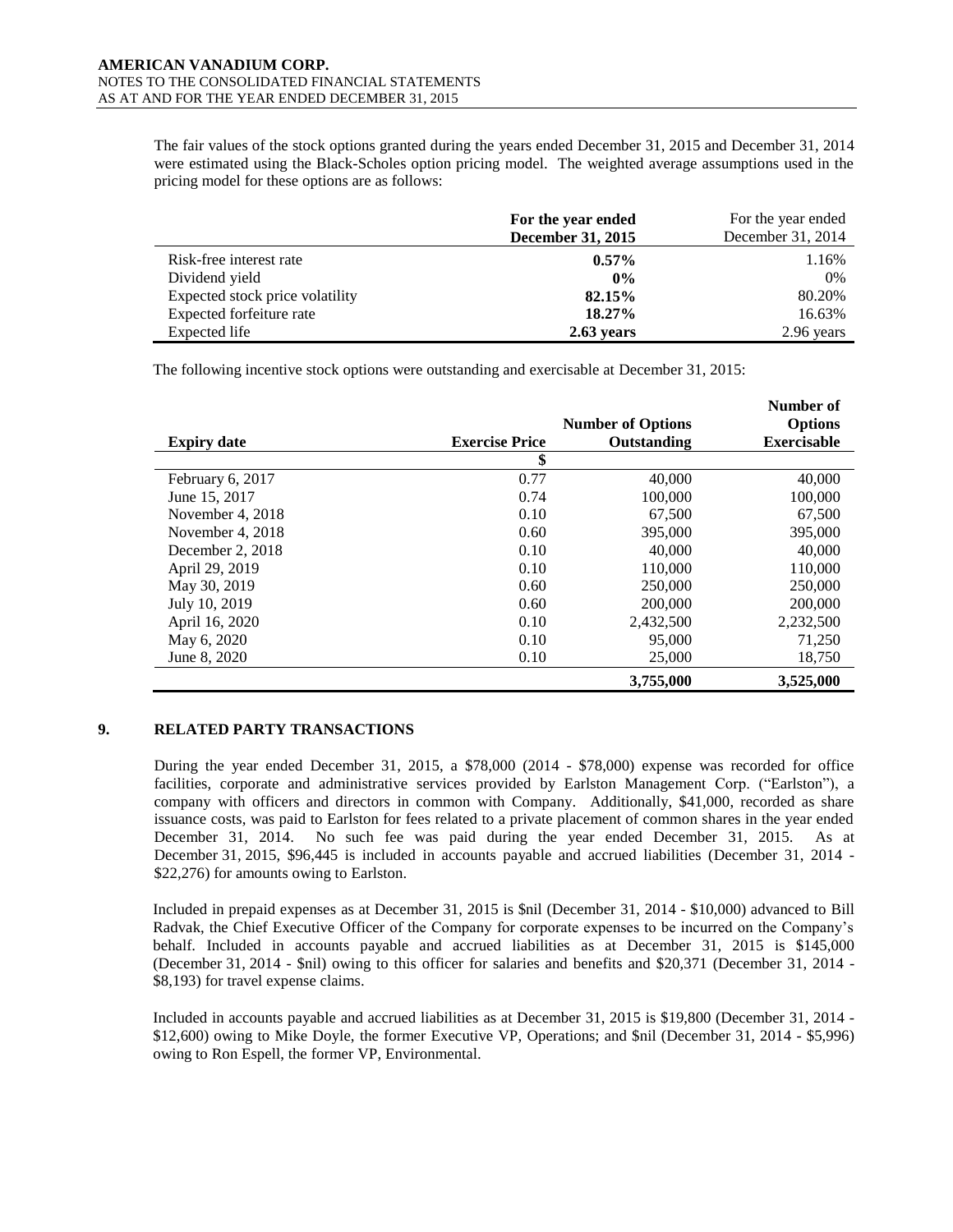The fair values of the stock options granted during the years ended December 31, 2015 and December 31, 2014 were estimated using the Black-Scholes option pricing model. The weighted average assumptions used in the pricing model for these options are as follows:

| | **For the year ended December 31, 2015** | For the year ended December 31, 2014 |
|---|---|---|
| Risk-free interest rate | **0.57%** | 1.16% |
| Dividend yield | **0%** | 0% |
| Expected stock price volatility | **82.15%** | 80.20% |
| Expected forfeiture rate | **18.27%** | 16.63% |
| Expected life | **2.63 years** | 2.96 years |

The following incentive stock options were outstanding and exercisable at December 31, 2015:

| **Expiry date** | **Exercise Price** | **Number of Options Outstanding** | **Number of Options Exercisable** |
|---|---|---|---|
| | **$** | | |
| February 6, 2017 | 0.77 | 40,000 | 40,000 |
| June 15, 2017 | 0.74 | 100,000 | 100,000 |
| November 4, 2018 | 0.10 | 67,500 | 67,500 |
| November 4, 2018 | 0.60 | 395,000 | 395,000 |
| December 2, 2018 | 0.10 | 40,000 | 40,000 |
| April 29, 2019 | 0.10 | 110,000 | 110,000 |
| May 30, 2019 | 0.60 | 250,000 | 250,000 |
| July 10, 2019 | 0.60 | 200,000 | 200,000 |
| April 16, 2020 | 0.10 | 2,432,500 | 2,232,500 |
| May 6, 2020 | 0.10 | 95,000 | 71,250 |
| June 8, 2020 | 0.10 | 25,000 | 18,750 |
| | | **3,755,000** | **3,525,000** |

## 9. RELATED PARTY TRANSACTIONS

During the year ended December 31, 2015, a $78,000 (2014 - $78,000) expense was recorded for office facilities, corporate and administrative services provided by Earlston Management Corp. ("Earlston"), a company with officers and directors in common with Company. Additionally, $41,000, recorded as share issuance costs, was paid to Earlston for fees related to a private placement of common shares in the year ended December 31, 2014. No such fee was paid during the year ended December 31, 2015. As at December 31, 2015, $96,445 is included in accounts payable and accrued liabilities (December 31, 2014 - $22,276) for amounts owing to Earlston.

Included in prepaid expenses as at December 31, 2015 is $nil (December 31, 2014 - $10,000) advanced to Bill Radvak, the Chief Executive Officer of the Company for corporate expenses to be incurred on the Company's behalf. Included in accounts payable and accrued liabilities as at December 31, 2015 is $145,000 (December 31, 2014 - $nil) owing to this officer for salaries and benefits and $20,371 (December 31, 2014 - $8,193) for travel expense claims.

Included in accounts payable and accrued liabilities as at December 31, 2015 is $19,800 (December 31, 2014 - $12,600) owing to Mike Doyle, the former Executive VP, Operations; and $nil (December 31, 2014 - $5,996) owing to Ron Espell, the former VP, Environmental.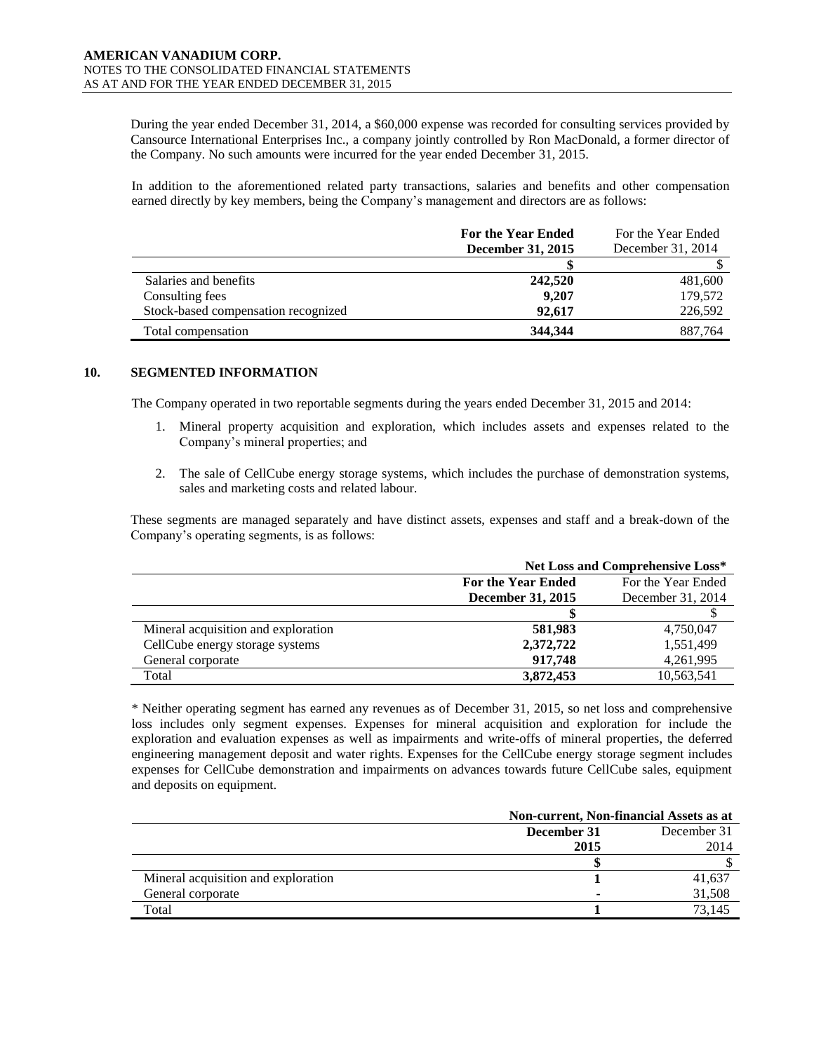During the year ended December 31, 2014, a $60,000 expense was recorded for consulting services provided by Cansource International Enterprises Inc., a company jointly controlled by Ron MacDonald, a former director of the Company. No such amounts were incurred for the year ended December 31, 2015.

In addition to the aforementioned related party transactions, salaries and benefits and other compensation earned directly by key members, being the Company's management and directors are as follows:

| | **For the Year Ended December 31, 2015** | For the Year Ended December 31, 2014 |
|---|---|---|
| | **$** | $ |
| Salaries and benefits | **242,520** | 481,600 |
| Consulting fees | **9,207** | 179,572 |
| Stock-based compensation recognized | **92,617** | 226,592 |
| Total compensation | **344,344** | 887,764 |

## 10. SEGMENTED INFORMATION

The Company operated in two reportable segments during the years ended December 31, 2015 and 2014:

1. Mineral property acquisition and exploration, which includes assets and expenses related to the Company's mineral properties; and

2. The sale of CellCube energy storage systems, which includes the purchase of demonstration systems, sales and marketing costs and related labour.

These segments are managed separately and have distinct assets, expenses and staff and a break-down of the Company's operating segments, is as follows:

| | **Net Loss and Comprehensive Loss*** | |
|---|---|---|
| | **For the Year Ended December 31, 2015** | For the Year Ended December 31, 2014 |
| | **$** | $ |
| Mineral acquisition and exploration | **581,983** | 4,750,047 |
| CellCube energy storage systems | **2,372,722** | 1,551,499 |
| General corporate | **917,748** | 4,261,995 |
| Total | **3,872,453** | 10,563,541 |

* Neither operating segment has earned any revenues as of December 31, 2015, so net loss and comprehensive loss includes only segment expenses. Expenses for mineral acquisition and exploration for include the exploration and evaluation expenses as well as impairments and write-offs of mineral properties, the deferred engineering management deposit and water rights. Expenses for the CellCube energy storage segment includes expenses for CellCube demonstration and impairments on advances towards future CellCube sales, equipment and deposits on equipment.

| | **Non-current, Non-financial Assets as at** | |
|---|---|---|
| | **December 31 2015** | December 31 2014 |
| | **$** | $ |
| Mineral acquisition and exploration | **1** | 41,637 |
| General corporate | **-** | 31,508 |
| Total | **1** | 73,145 |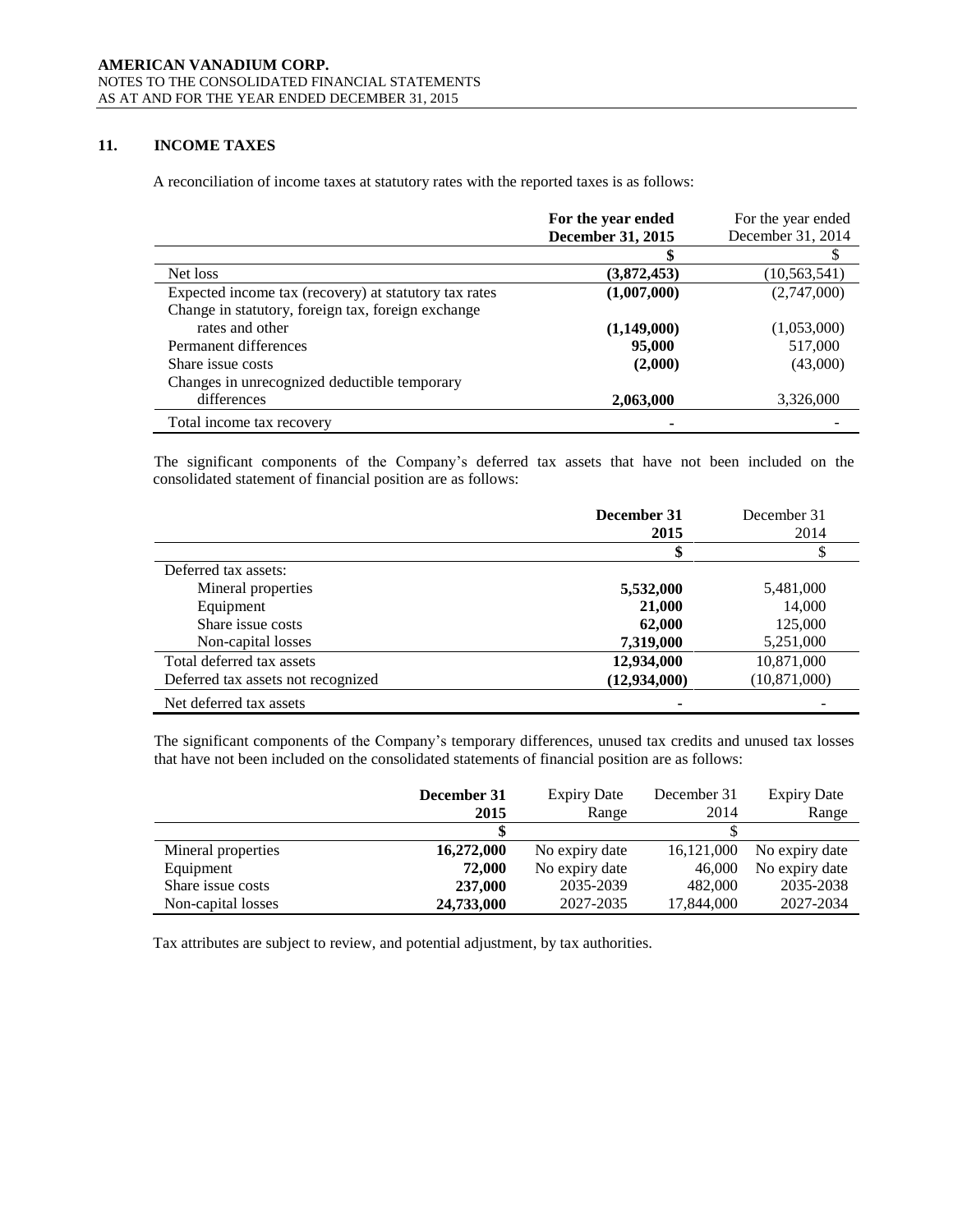## 11. INCOME TAXES

A reconciliation of income taxes at statutory rates with the reported taxes is as follows:

| | **For the year ended December 31, 2015** | For the year ended December 31, 2014 |
|---|---|---|
| | **$** | $ |
| Net loss | **(3,872,453)** | (10,563,541) |
| Expected income tax (recovery) at statutory tax rates | **(1,007,000)** | (2,747,000) |
| Change in statutory, foreign tax, foreign exchange rates and other | **(1,149,000)** | (1,053,000) |
| Permanent differences | **95,000** | 517,000 |
| Share issue costs | **(2,000)** | (43,000) |
| Changes in unrecognized deductible temporary differences | **2,063,000** | 3,326,000 |
| Total income tax recovery | **-** | - |

The significant components of the Company's deferred tax assets that have not been included on the consolidated statement of financial position are as follows:

| | **December 31 2015** | December 31 2014 |
|---|---|---|
| | **$** | $ |
| Deferred tax assets: | | |
| Mineral properties | **5,532,000** | 5,481,000 |
| Equipment | **21,000** | 14,000 |
| Share issue costs | **62,000** | 125,000 |
| Non-capital losses | **7,319,000** | 5,251,000 |
| Total deferred tax assets | **12,934,000** | 10,871,000 |
| Deferred tax assets not recognized | **(12,934,000)** | (10,871,000) |
| Net deferred tax assets | **-** | - |

The significant components of the Company's temporary differences, unused tax credits and unused tax losses that have not been included on the consolidated statements of financial position are as follows:

| | **December 31 2015** | Expiry Date Range | December 31 2014 | Expiry Date Range |
|---|---|---|---|---|
| | **$** | | $ | |
| Mineral properties | **16,272,000** | No expiry date | 16,121,000 | No expiry date |
| Equipment | **72,000** | No expiry date | 46,000 | No expiry date |
| Share issue costs | **237,000** | 2035-2039 | 482,000 | 2035-2038 |
| Non-capital losses | **24,733,000** | 2027-2035 | 17,844,000 | 2027-2034 |

Tax attributes are subject to review, and potential adjustment, by tax authorities.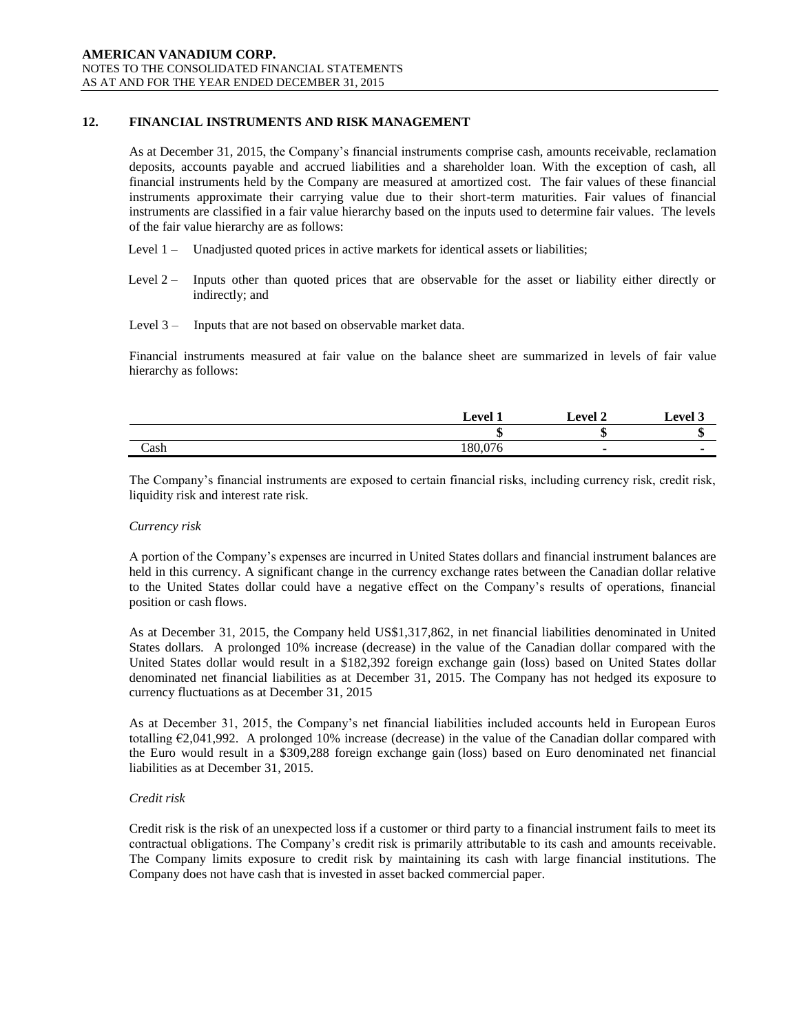## 12. FINANCIAL INSTRUMENTS AND RISK MANAGEMENT

As at December 31, 2015, the Company's financial instruments comprise cash, amounts receivable, reclamation deposits, accounts payable and accrued liabilities and a shareholder loan. With the exception of cash, all financial instruments held by the Company are measured at amortized cost. The fair values of these financial instruments approximate their carrying value due to their short-term maturities. Fair values of financial instruments are classified in a fair value hierarchy based on the inputs used to determine fair values. The levels of the fair value hierarchy are as follows:

Level 1 – Unadjusted quoted prices in active markets for identical assets or liabilities;

Level 2 – Inputs other than quoted prices that are observable for the asset or liability either directly or indirectly; and

Level 3 – Inputs that are not based on observable market data.

Financial instruments measured at fair value on the balance sheet are summarized in levels of fair value hierarchy as follows:

| | Level 1 | Level 2 | Level 3 |
|---|---|---|---|
| | $ | $ | $ |
| Cash | 180,076 | - | - |

The Company's financial instruments are exposed to certain financial risks, including currency risk, credit risk, liquidity risk and interest rate risk.

*Currency risk*

A portion of the Company's expenses are incurred in United States dollars and financial instrument balances are held in this currency. A significant change in the currency exchange rates between the Canadian dollar relative to the United States dollar could have a negative effect on the Company's results of operations, financial position or cash flows.

As at December 31, 2015, the Company held US$1,317,862, in net financial liabilities denominated in United States dollars. A prolonged 10% increase (decrease) in the value of the Canadian dollar compared with the United States dollar would result in a $182,392 foreign exchange gain (loss) based on United States dollar denominated net financial liabilities as at December 31, 2015. The Company has not hedged its exposure to currency fluctuations as at December 31, 2015

As at December 31, 2015, the Company's net financial liabilities included accounts held in European Euros totalling €2,041,992. A prolonged 10% increase (decrease) in the value of the Canadian dollar compared with the Euro would result in a $309,288 foreign exchange gain (loss) based on Euro denominated net financial liabilities as at December 31, 2015.

*Credit risk*

Credit risk is the risk of an unexpected loss if a customer or third party to a financial instrument fails to meet its contractual obligations. The Company's credit risk is primarily attributable to its cash and amounts receivable. The Company limits exposure to credit risk by maintaining its cash with large financial institutions. The Company does not have cash that is invested in asset backed commercial paper.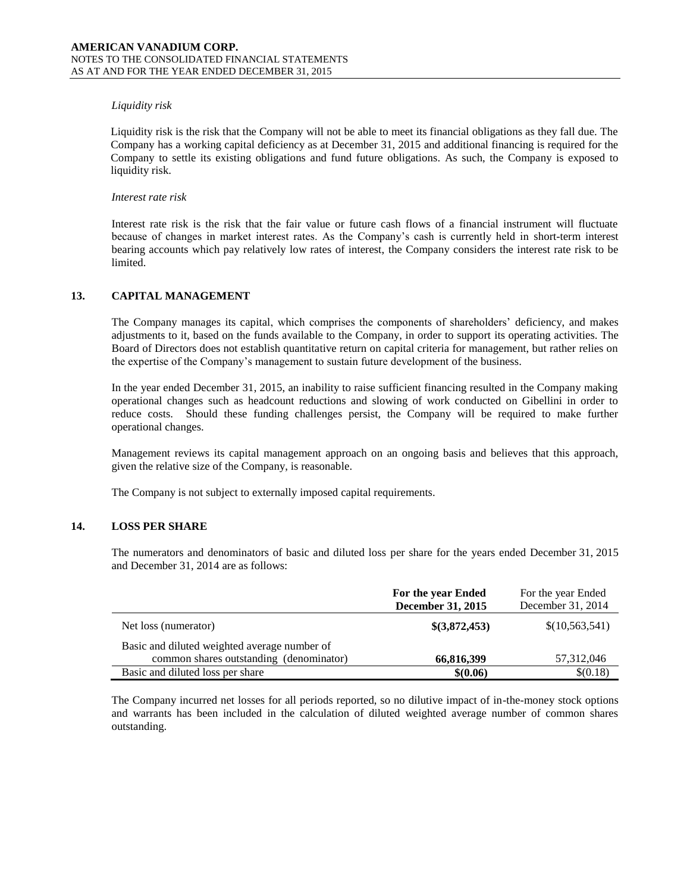*Liquidity risk*

Liquidity risk is the risk that the Company will not be able to meet its financial obligations as they fall due. The Company has a working capital deficiency as at December 31, 2015 and additional financing is required for the Company to settle its existing obligations and fund future obligations. As such, the Company is exposed to liquidity risk.

*Interest rate risk*

Interest rate risk is the risk that the fair value or future cash flows of a financial instrument will fluctuate because of changes in market interest rates. As the Company's cash is currently held in short-term interest bearing accounts which pay relatively low rates of interest, the Company considers the interest rate risk to be limited.

## 13. CAPITAL MANAGEMENT

The Company manages its capital, which comprises the components of shareholders' deficiency, and makes adjustments to it, based on the funds available to the Company, in order to support its operating activities. The Board of Directors does not establish quantitative return on capital criteria for management, but rather relies on the expertise of the Company's management to sustain future development of the business.

In the year ended December 31, 2015, an inability to raise sufficient financing resulted in the Company making operational changes such as headcount reductions and slowing of work conducted on Gibellini in order to reduce costs. Should these funding challenges persist, the Company will be required to make further operational changes.

Management reviews its capital management approach on an ongoing basis and believes that this approach, given the relative size of the Company, is reasonable.

The Company is not subject to externally imposed capital requirements.

## 14. LOSS PER SHARE

The numerators and denominators of basic and diluted loss per share for the years ended December 31, 2015 and December 31, 2014 are as follows:

| | **For the year Ended December 31, 2015** | For the year Ended December 31, 2014 |
|---|---|---|
| Net loss (numerator) | **$(3,872,453)** | $(10,563,541) |
| Basic and diluted weighted average number of common shares outstanding (denominator) | **66,816,399** | 57,312,046 |
| Basic and diluted loss per share | **$(0.06)** | $(0.18) |

The Company incurred net losses for all periods reported, so no dilutive impact of in-the-money stock options and warrants has been included in the calculation of diluted weighted average number of common shares outstanding.